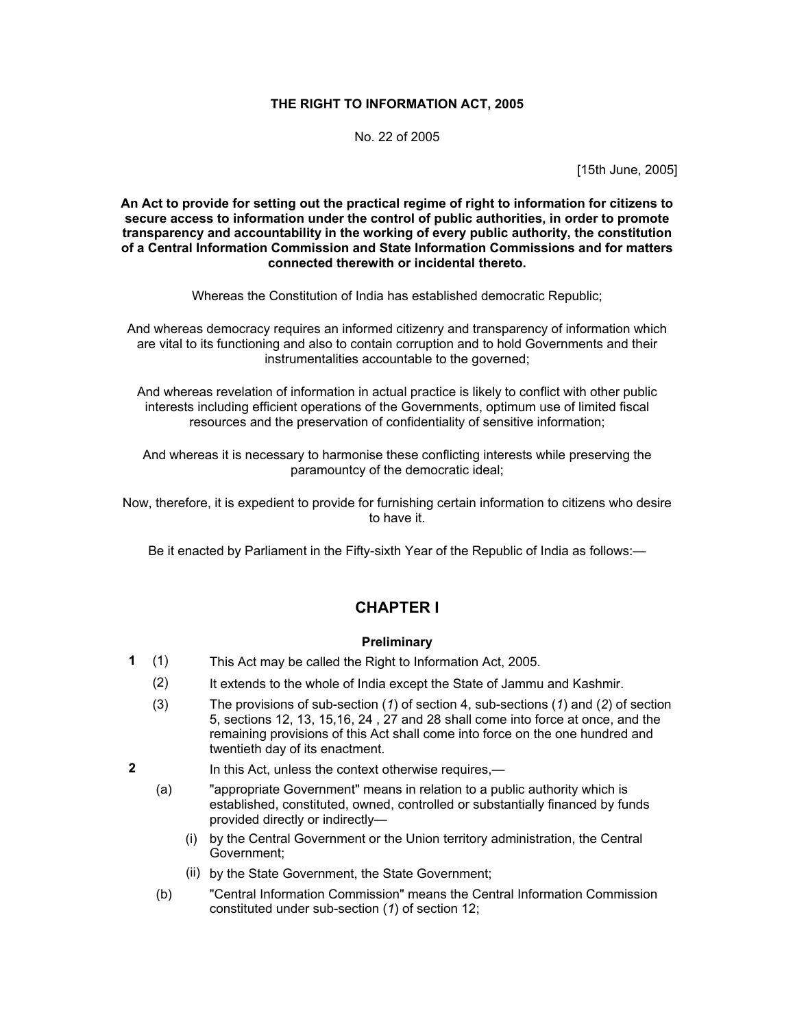# THE RIGHT TO INFORMATION ACT, 2005

No. 22 of 2005

[15th June, 2005]

**An Act to provide for setting out the practical regime of right to information for citizens to secure access to information under the control of public authorities, in order to promote transparency and accountability in the working of every public authority, the constitution of a Central Information Commission and State Information Commissions and for matters connected therewith or incidental thereto.**

Whereas the Constitution of India has established democratic Republic;

And whereas democracy requires an informed citizenry and transparency of information which are vital to its functioning and also to contain corruption and to hold Governments and their instrumentalities accountable to the governed;

And whereas revelation of information in actual practice is likely to conflict with other public interests including efficient operations of the Governments, optimum use of limited fiscal resources and the preservation of confidentiality of sensitive information;

And whereas it is necessary to harmonise these conflicting interests while preserving the paramountcy of the democratic ideal;

Now, therefore, it is expedient to provide for furnishing certain information to citizens who desire to have it.

Be it enacted by Parliament in the Fifty-sixth Year of the Republic of India as follows:—

## CHAPTER I

### Preliminary

**1** (1) This Act may be called the Right to Information Act, 2005.

(2) It extends to the whole of India except the State of Jammu and Kashmir.

(3) The provisions of sub-section (*1*) of section 4, sub-sections (*1*) and (*2*) of section 5, sections 12, 13, 15,16, 24 , 27 and 28 shall come into force at once, and the remaining provisions of this Act shall come into force on the one hundred and twentieth day of its enactment.

**2** In this Act, unless the context otherwise requires,—

(a) "appropriate Government" means in relation to a public authority which is established, constituted, owned, controlled or substantially financed by funds provided directly or indirectly—

(i) by the Central Government or the Union territory administration, the Central Government;

(ii) by the State Government, the State Government;

(b) "Central Information Commission" means the Central Information Commission constituted under sub-section (*1*) of section 12;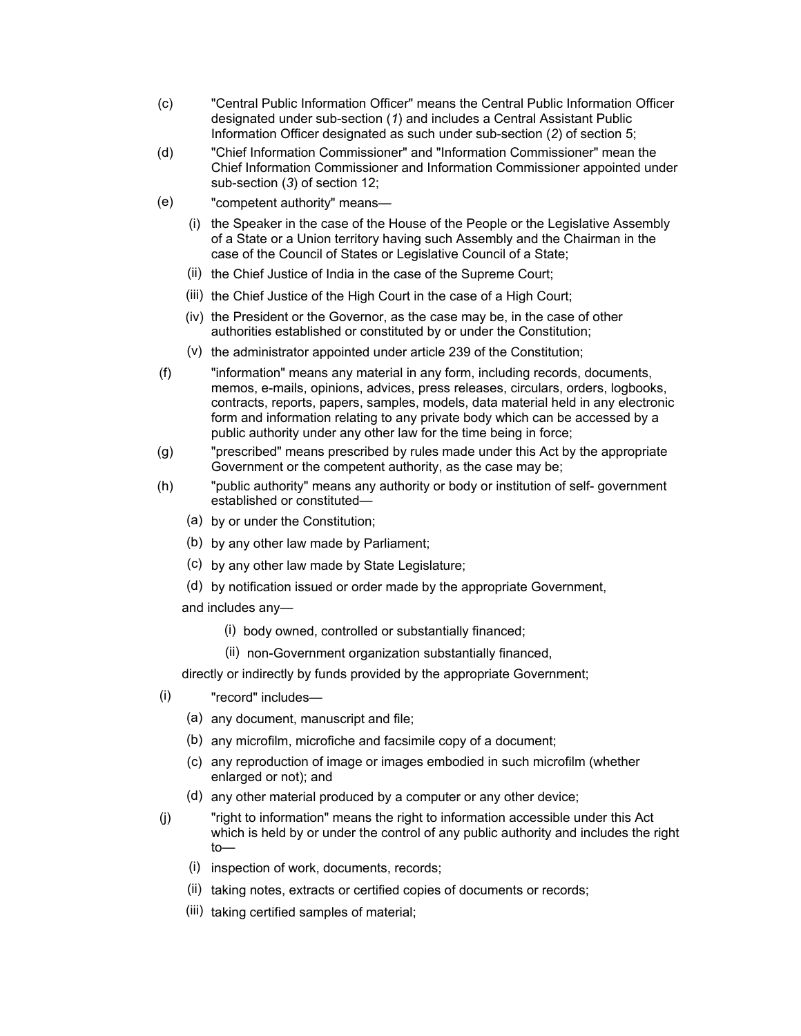(c) "Central Public Information Officer" means the Central Public Information Officer designated under sub-section (*1*) and includes a Central Assistant Public Information Officer designated as such under sub-section (*2*) of section 5;

(d) "Chief Information Commissioner" and "Information Commissioner" mean the Chief Information Commissioner and Information Commissioner appointed under sub-section (*3*) of section 12;

(e) "competent authority" means—

 (i) the Speaker in the case of the House of the People or the Legislative Assembly of a State or a Union territory having such Assembly and the Chairman in the case of the Council of States or Legislative Council of a State;

 (ii) the Chief Justice of India in the case of the Supreme Court;

 (iii) the Chief Justice of the High Court in the case of a High Court;

 (iv) the President or the Governor, as the case may be, in the case of other authorities established or constituted by or under the Constitution;

 (v) the administrator appointed under article 239 of the Constitution;

(f) "information" means any material in any form, including records, documents, memos, e-mails, opinions, advices, press releases, circulars, orders, logbooks, contracts, reports, papers, samples, models, data material held in any electronic form and information relating to any private body which can be accessed by a public authority under any other law for the time being in force;

(g) "prescribed" means prescribed by rules made under this Act by the appropriate Government or the competent authority, as the case may be;

(h) "public authority" means any authority or body or institution of self- government established or constituted—

 (a) by or under the Constitution;

 (b) by any other law made by Parliament;

 (c) by any other law made by State Legislature;

 (d) by notification issued or order made by the appropriate Government,

 and includes any—

  (i) body owned, controlled or substantially financed;

  (ii) non-Government organization substantially financed,

 directly or indirectly by funds provided by the appropriate Government;

(i) "record" includes—

 (a) any document, manuscript and file;

 (b) any microfilm, microfiche and facsimile copy of a document;

 (c) any reproduction of image or images embodied in such microfilm (whether enlarged or not); and

 (d) any other material produced by a computer or any other device;

(j) "right to information" means the right to information accessible under this Act which is held by or under the control of any public authority and includes the right to—

 (i) inspection of work, documents, records;

 (ii) taking notes, extracts or certified copies of documents or records;

 (iii) taking certified samples of material;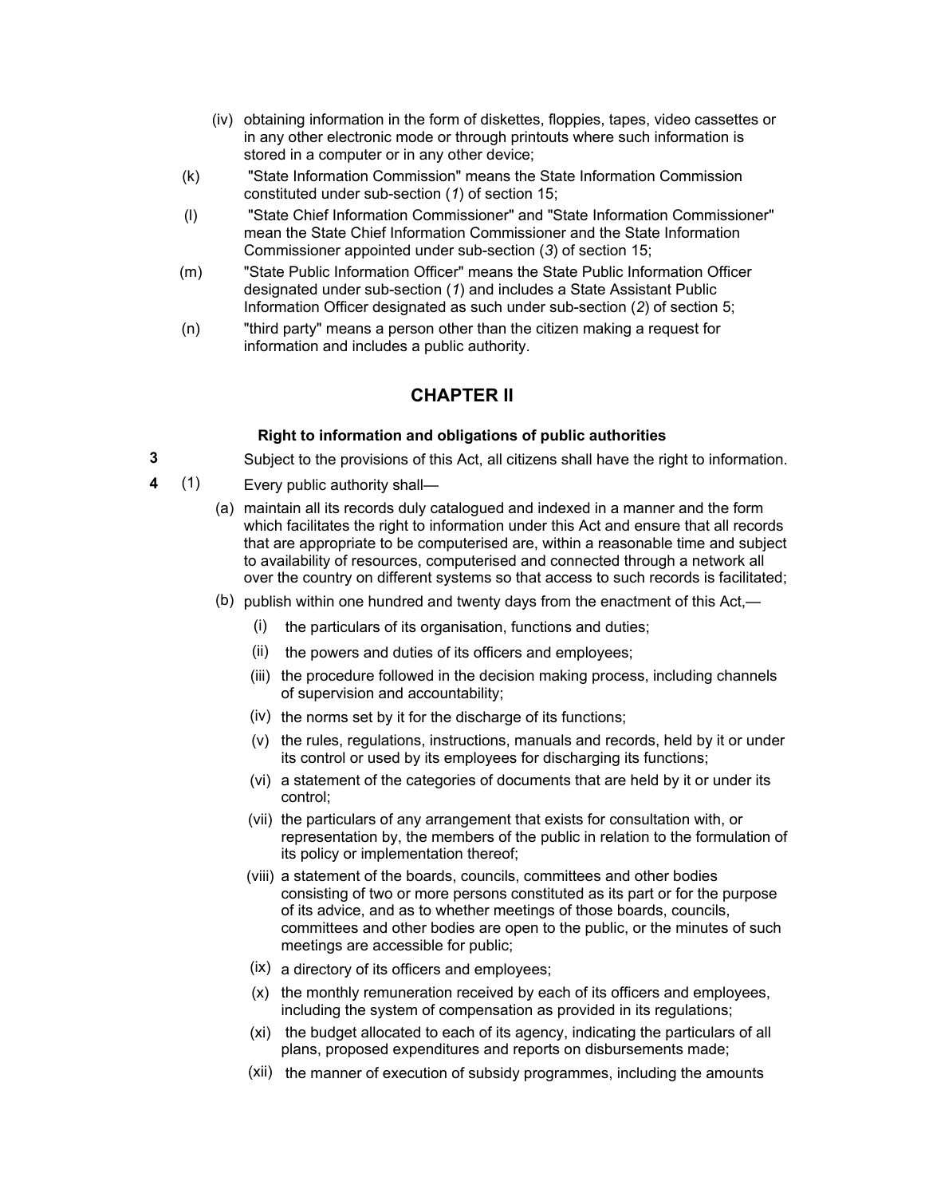(iv) obtaining information in the form of diskettes, floppies, tapes, video cassettes or in any other electronic mode or through printouts where such information is stored in a computer or in any other device;

(k) "State Information Commission" means the State Information Commission constituted under sub-section (*1*) of section 15;

(l) "State Chief Information Commissioner" and "State Information Commissioner" mean the State Chief Information Commissioner and the State Information Commissioner appointed under sub-section (*3*) of section 15;

(m) "State Public Information Officer" means the State Public Information Officer designated under sub-section (*1*) and includes a State Assistant Public Information Officer designated as such under sub-section (*2*) of section 5;

(n) "third party" means a person other than the citizen making a request for information and includes a public authority.

## CHAPTER II

### Right to information and obligations of public authorities

**3** Subject to the provisions of this Act, all citizens shall have the right to information.

**4** (1) Every public authority shall—

(a) maintain all its records duly catalogued and indexed in a manner and the form which facilitates the right to information under this Act and ensure that all records that are appropriate to be computerised are, within a reasonable time and subject to availability of resources, computerised and connected through a network all over the country on different systems so that access to such records is facilitated;

(b) publish within one hundred and twenty days from the enactment of this Act,—

(i) the particulars of its organisation, functions and duties;

(ii) the powers and duties of its officers and employees;

(iii) the procedure followed in the decision making process, including channels of supervision and accountability;

(iv) the norms set by it for the discharge of its functions;

(v) the rules, regulations, instructions, manuals and records, held by it or under its control or used by its employees for discharging its functions;

(vi) a statement of the categories of documents that are held by it or under its control;

(vii) the particulars of any arrangement that exists for consultation with, or representation by, the members of the public in relation to the formulation of its policy or implementation thereof;

(viii) a statement of the boards, councils, committees and other bodies consisting of two or more persons constituted as its part or for the purpose of its advice, and as to whether meetings of those boards, councils, committees and other bodies are open to the public, or the minutes of such meetings are accessible for public;

(ix) a directory of its officers and employees;

(x) the monthly remuneration received by each of its officers and employees, including the system of compensation as provided in its regulations;

(xi) the budget allocated to each of its agency, indicating the particulars of all plans, proposed expenditures and reports on disbursements made;

(xii) the manner of execution of subsidy programmes, including the amounts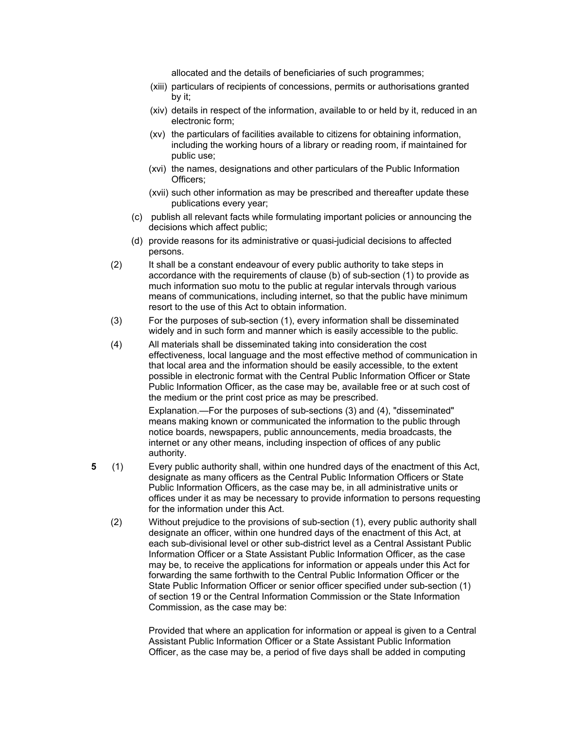allocated and the details of beneficiaries of such programmes;

(xiii) particulars of recipients of concessions, permits or authorisations granted by it;

(xiv) details in respect of the information, available to or held by it, reduced in an electronic form;

(xv) the particulars of facilities available to citizens for obtaining information, including the working hours of a library or reading room, if maintained for public use;

(xvi) the names, designations and other particulars of the Public Information Officers;

(xvii) such other information as may be prescribed and thereafter update these publications every year;

(c) publish all relevant facts while formulating important policies or announcing the decisions which affect public;

(d) provide reasons for its administrative or quasi-judicial decisions to affected persons.

(2) It shall be a constant endeavour of every public authority to take steps in accordance with the requirements of clause (b) of sub-section (1) to provide as much information suo motu to the public at regular intervals through various means of communications, including internet, so that the public have minimum resort to the use of this Act to obtain information.

(3) For the purposes of sub-section (1), every information shall be disseminated widely and in such form and manner which is easily accessible to the public.

(4) All materials shall be disseminated taking into consideration the cost effectiveness, local language and the most effective method of communication in that local area and the information should be easily accessible, to the extent possible in electronic format with the Central Public Information Officer or State Public Information Officer, as the case may be, available free or at such cost of the medium or the print cost price as may be prescribed.

Explanation.—For the purposes of sub-sections (3) and (4), "disseminated" means making known or communicated the information to the public through notice boards, newspapers, public announcements, media broadcasts, the internet or any other means, including inspection of offices of any public authority.

**5** (1) Every public authority shall, within one hundred days of the enactment of this Act, designate as many officers as the Central Public Information Officers or State Public Information Officers, as the case may be, in all administrative units or offices under it as may be necessary to provide information to persons requesting for the information under this Act.

(2) Without prejudice to the provisions of sub-section (1), every public authority shall designate an officer, within one hundred days of the enactment of this Act, at each sub-divisional level or other sub-district level as a Central Assistant Public Information Officer or a State Assistant Public Information Officer, as the case may be, to receive the applications for information or appeals under this Act for forwarding the same forthwith to the Central Public Information Officer or the State Public Information Officer or senior officer specified under sub-section (1) of section 19 or the Central Information Commission or the State Information Commission, as the case may be:

Provided that where an application for information or appeal is given to a Central Assistant Public Information Officer or a State Assistant Public Information Officer, as the case may be, a period of five days shall be added in computing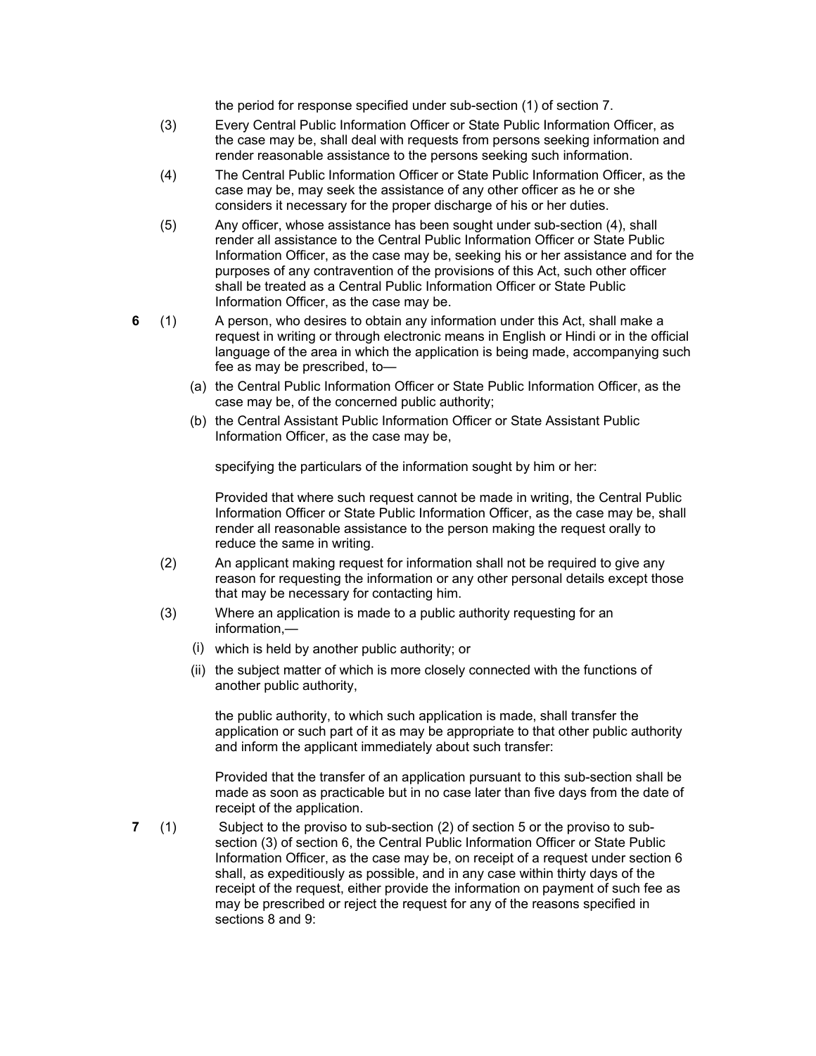the period for response specified under sub-section (1) of section 7.

(3) Every Central Public Information Officer or State Public Information Officer, as the case may be, shall deal with requests from persons seeking information and render reasonable assistance to the persons seeking such information.

(4) The Central Public Information Officer or State Public Information Officer, as the case may be, may seek the assistance of any other officer as he or she considers it necessary for the proper discharge of his or her duties.

(5) Any officer, whose assistance has been sought under sub-section (4), shall render all assistance to the Central Public Information Officer or State Public Information Officer, as the case may be, seeking his or her assistance and for the purposes of any contravention of the provisions of this Act, such other officer shall be treated as a Central Public Information Officer or State Public Information Officer, as the case may be.

**6** (1) A person, who desires to obtain any information under this Act, shall make a request in writing or through electronic means in English or Hindi or in the official language of the area in which the application is being made, accompanying such fee as may be prescribed, to—

(a) the Central Public Information Officer or State Public Information Officer, as the case may be, of the concerned public authority;

(b) the Central Assistant Public Information Officer or State Assistant Public Information Officer, as the case may be,

specifying the particulars of the information sought by him or her:

Provided that where such request cannot be made in writing, the Central Public Information Officer or State Public Information Officer, as the case may be, shall render all reasonable assistance to the person making the request orally to reduce the same in writing.

(2) An applicant making request for information shall not be required to give any reason for requesting the information or any other personal details except those that may be necessary for contacting him.

(3) Where an application is made to a public authority requesting for an information,—

(i) which is held by another public authority; or

(ii) the subject matter of which is more closely connected with the functions of another public authority,

the public authority, to which such application is made, shall transfer the application or such part of it as may be appropriate to that other public authority and inform the applicant immediately about such transfer:

Provided that the transfer of an application pursuant to this sub-section shall be made as soon as practicable but in no case later than five days from the date of receipt of the application.

**7** (1) Subject to the proviso to sub-section (2) of section 5 or the proviso to sub-section (3) of section 6, the Central Public Information Officer or State Public Information Officer, as the case may be, on receipt of a request under section 6 shall, as expeditiously as possible, and in any case within thirty days of the receipt of the request, either provide the information on payment of such fee as may be prescribed or reject the request for any of the reasons specified in sections 8 and 9: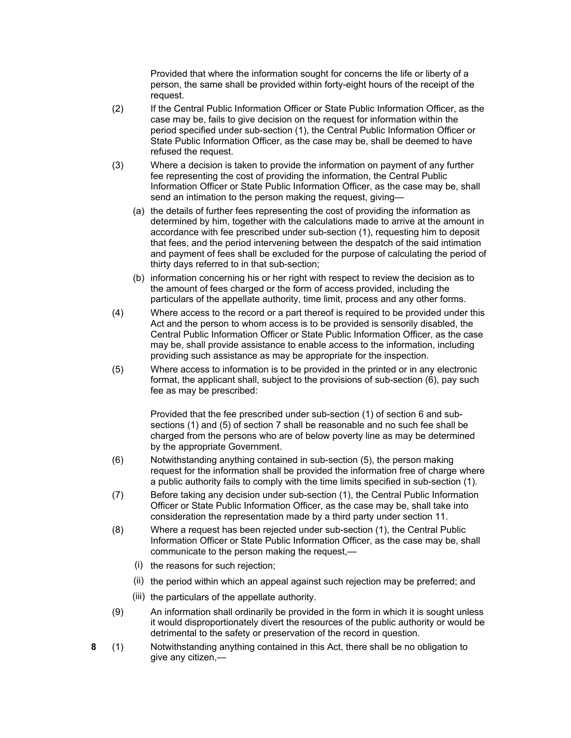Provided that where the information sought for concerns the life or liberty of a person, the same shall be provided within forty-eight hours of the receipt of the request.

(2) If the Central Public Information Officer or State Public Information Officer, as the case may be, fails to give decision on the request for information within the period specified under sub-section (1), the Central Public Information Officer or State Public Information Officer, as the case may be, shall be deemed to have refused the request.

(3) Where a decision is taken to provide the information on payment of any further fee representing the cost of providing the information, the Central Public Information Officer or State Public Information Officer, as the case may be, shall send an intimation to the person making the request, giving—

- (a) the details of further fees representing the cost of providing the information as determined by him, together with the calculations made to arrive at the amount in accordance with fee prescribed under sub-section (1), requesting him to deposit that fees, and the period intervening between the despatch of the said intimation and payment of fees shall be excluded for the purpose of calculating the period of thirty days referred to in that sub-section;
- (b) information concerning his or her right with respect to review the decision as to the amount of fees charged or the form of access provided, including the particulars of the appellate authority, time limit, process and any other forms.

(4) Where access to the record or a part thereof is required to be provided under this Act and the person to whom access is to be provided is sensorily disabled, the Central Public Information Officer or State Public Information Officer, as the case may be, shall provide assistance to enable access to the information, including providing such assistance as may be appropriate for the inspection.

(5) Where access to information is to be provided in the printed or in any electronic format, the applicant shall, subject to the provisions of sub-section (6), pay such fee as may be prescribed:

Provided that the fee prescribed under sub-section (1) of section 6 and sub-sections (1) and (5) of section 7 shall be reasonable and no such fee shall be charged from the persons who are of below poverty line as may be determined by the appropriate Government.

(6) Notwithstanding anything contained in sub-section (5), the person making request for the information shall be provided the information free of charge where a public authority fails to comply with the time limits specified in sub-section (1).

(7) Before taking any decision under sub-section (1), the Central Public Information Officer or State Public Information Officer, as the case may be, shall take into consideration the representation made by a third party under section 11.

(8) Where a request has been rejected under sub-section (1), the Central Public Information Officer or State Public Information Officer, as the case may be, shall communicate to the person making the request,—

- (i) the reasons for such rejection;
- (ii) the period within which an appeal against such rejection may be preferred; and
- (iii) the particulars of the appellate authority.

(9) An information shall ordinarily be provided in the form in which it is sought unless it would disproportionately divert the resources of the public authority or would be detrimental to the safety or preservation of the record in question.

**8** (1) Notwithstanding anything contained in this Act, there shall be no obligation to give any citizen,—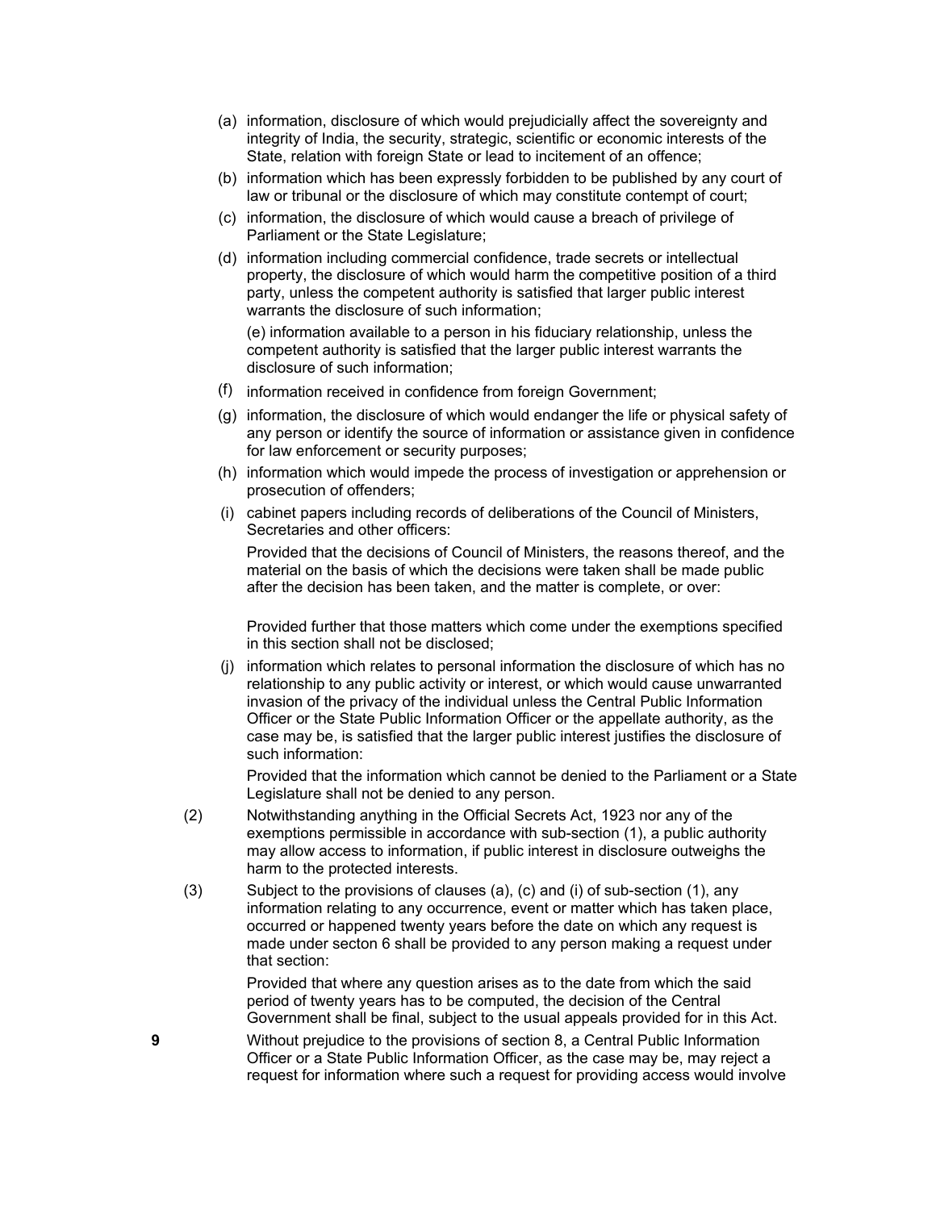(a) information, disclosure of which would prejudicially affect the sovereignty and integrity of India, the security, strategic, scientific or economic interests of the State, relation with foreign State or lead to incitement of an offence;

(b) information which has been expressly forbidden to be published by any court of law or tribunal or the disclosure of which may constitute contempt of court;

(c) information, the disclosure of which would cause a breach of privilege of Parliament or the State Legislature;

(d) information including commercial confidence, trade secrets or intellectual property, the disclosure of which would harm the competitive position of a third party, unless the competent authority is satisfied that larger public interest warrants the disclosure of such information;

(e) information available to a person in his fiduciary relationship, unless the competent authority is satisfied that the larger public interest warrants the disclosure of such information;

(f) information received in confidence from foreign Government;

(g) information, the disclosure of which would endanger the life or physical safety of any person or identify the source of information or assistance given in confidence for law enforcement or security purposes;

(h) information which would impede the process of investigation or apprehension or prosecution of offenders;

(i) cabinet papers including records of deliberations of the Council of Ministers, Secretaries and other officers:

Provided that the decisions of Council of Ministers, the reasons thereof, and the material on the basis of which the decisions were taken shall be made public after the decision has been taken, and the matter is complete, or over:

Provided further that those matters which come under the exemptions specified in this section shall not be disclosed;

(j) information which relates to personal information the disclosure of which has no relationship to any public activity or interest, or which would cause unwarranted invasion of the privacy of the individual unless the Central Public Information Officer or the State Public Information Officer or the appellate authority, as the case may be, is satisfied that the larger public interest justifies the disclosure of such information:

Provided that the information which cannot be denied to the Parliament or a State Legislature shall not be denied to any person.

(2) Notwithstanding anything in the Official Secrets Act, 1923 nor any of the exemptions permissible in accordance with sub-section (1), a public authority may allow access to information, if public interest in disclosure outweighs the harm to the protected interests.

(3) Subject to the provisions of clauses (a), (c) and (i) of sub-section (1), any information relating to any occurrence, event or matter which has taken place, occurred or happened twenty years before the date on which any request is made under secton 6 shall be provided to any person making a request under that section:

Provided that where any question arises as to the date from which the said period of twenty years has to be computed, the decision of the Central Government shall be final, subject to the usual appeals provided for in this Act.

**9** Without prejudice to the provisions of section 8, a Central Public Information Officer or a State Public Information Officer, as the case may be, may reject a request for information where such a request for providing access would involve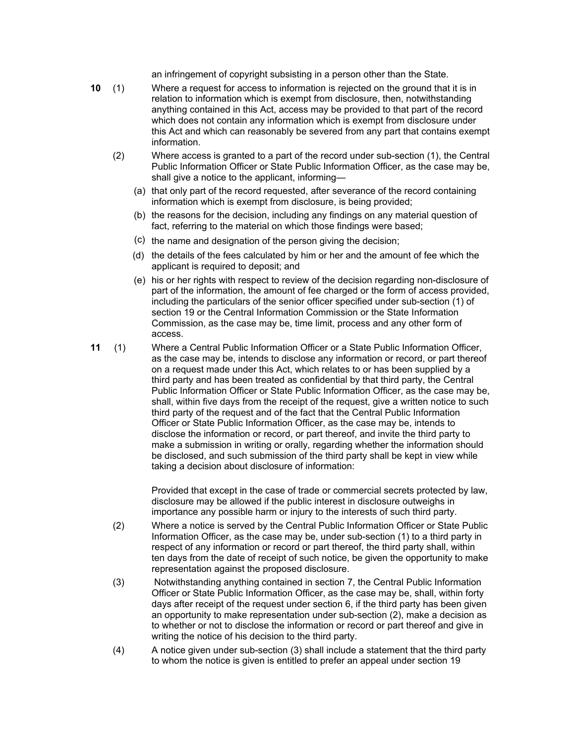an infringement of copyright subsisting in a person other than the State.

**10** (1) Where a request for access to information is rejected on the ground that it is in relation to information which is exempt from disclosure, then, notwithstanding anything contained in this Act, access may be provided to that part of the record which does not contain any information which is exempt from disclosure under this Act and which can reasonably be severed from any part that contains exempt information.

(2) Where access is granted to a part of the record under sub-section (1), the Central Public Information Officer or State Public Information Officer, as the case may be, shall give a notice to the applicant, informing—

(a) that only part of the record requested, after severance of the record containing information which is exempt from disclosure, is being provided;

(b) the reasons for the decision, including any findings on any material question of fact, referring to the material on which those findings were based;

(c) the name and designation of the person giving the decision;

(d) the details of the fees calculated by him or her and the amount of fee which the applicant is required to deposit; and

(e) his or her rights with respect to review of the decision regarding non-disclosure of part of the information, the amount of fee charged or the form of access provided, including the particulars of the senior officer specified under sub-section (1) of section 19 or the Central Information Commission or the State Information Commission, as the case may be, time limit, process and any other form of access.

**11** (1) Where a Central Public Information Officer or a State Public Information Officer, as the case may be, intends to disclose any information or record, or part thereof on a request made under this Act, which relates to or has been supplied by a third party and has been treated as confidential by that third party, the Central Public Information Officer or State Public Information Officer, as the case may be, shall, within five days from the receipt of the request, give a written notice to such third party of the request and of the fact that the Central Public Information Officer or State Public Information Officer, as the case may be, intends to disclose the information or record, or part thereof, and invite the third party to make a submission in writing or orally, regarding whether the information should be disclosed, and such submission of the third party shall be kept in view while taking a decision about disclosure of information:

Provided that except in the case of trade or commercial secrets protected by law, disclosure may be allowed if the public interest in disclosure outweighs in importance any possible harm or injury to the interests of such third party.

(2) Where a notice is served by the Central Public Information Officer or State Public Information Officer, as the case may be, under sub-section (1) to a third party in respect of any information or record or part thereof, the third party shall, within ten days from the date of receipt of such notice, be given the opportunity to make representation against the proposed disclosure.

(3) Notwithstanding anything contained in section 7, the Central Public Information Officer or State Public Information Officer, as the case may be, shall, within forty days after receipt of the request under section 6, if the third party has been given an opportunity to make representation under sub-section (2), make a decision as to whether or not to disclose the information or record or part thereof and give in writing the notice of his decision to the third party.

(4) A notice given under sub-section (3) shall include a statement that the third party to whom the notice is given is entitled to prefer an appeal under section 19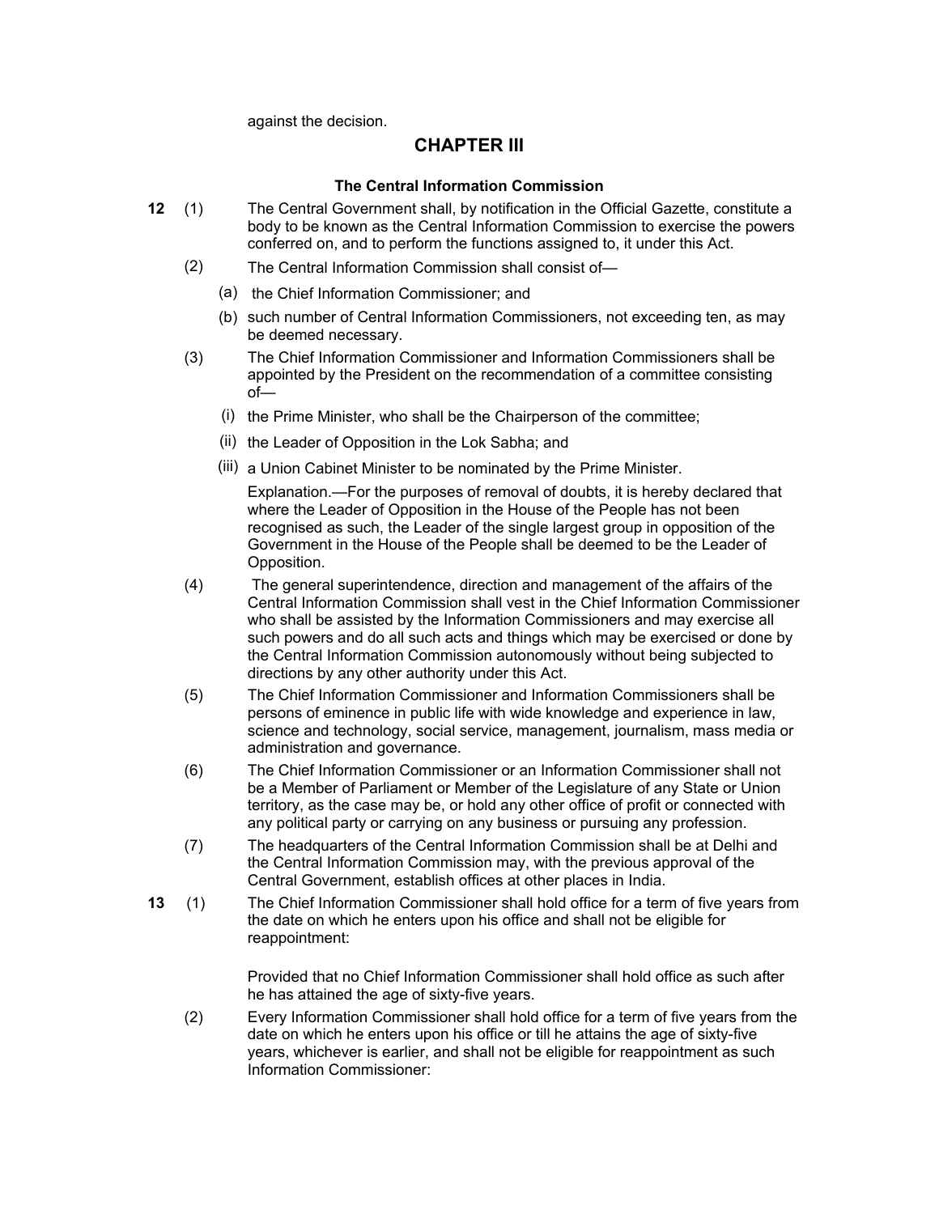against the decision.

## CHAPTER III

### The Central Information Commission

**12** (1) The Central Government shall, by notification in the Official Gazette, constitute a body to be known as the Central Information Commission to exercise the powers conferred on, and to perform the functions assigned to, it under this Act.

(2) The Central Information Commission shall consist of—

(a) the Chief Information Commissioner; and

(b) such number of Central Information Commissioners, not exceeding ten, as may be deemed necessary.

(3) The Chief Information Commissioner and Information Commissioners shall be appointed by the President on the recommendation of a committee consisting of—

(i) the Prime Minister, who shall be the Chairperson of the committee;

(ii) the Leader of Opposition in the Lok Sabha; and

(iii) a Union Cabinet Minister to be nominated by the Prime Minister.

Explanation.—For the purposes of removal of doubts, it is hereby declared that where the Leader of Opposition in the House of the People has not been recognised as such, the Leader of the single largest group in opposition of the Government in the House of the People shall be deemed to be the Leader of Opposition.

(4) The general superintendence, direction and management of the affairs of the Central Information Commission shall vest in the Chief Information Commissioner who shall be assisted by the Information Commissioners and may exercise all such powers and do all such acts and things which may be exercised or done by the Central Information Commission autonomously without being subjected to directions by any other authority under this Act.

(5) The Chief Information Commissioner and Information Commissioners shall be persons of eminence in public life with wide knowledge and experience in law, science and technology, social service, management, journalism, mass media or administration and governance.

(6) The Chief Information Commissioner or an Information Commissioner shall not be a Member of Parliament or Member of the Legislature of any State or Union territory, as the case may be, or hold any other office of profit or connected with any political party or carrying on any business or pursuing any profession.

(7) The headquarters of the Central Information Commission shall be at Delhi and the Central Information Commission may, with the previous approval of the Central Government, establish offices at other places in India.

**13** (1) The Chief Information Commissioner shall hold office for a term of five years from the date on which he enters upon his office and shall not be eligible for reappointment:

Provided that no Chief Information Commissioner shall hold office as such after he has attained the age of sixty-five years.

(2) Every Information Commissioner shall hold office for a term of five years from the date on which he enters upon his office or till he attains the age of sixty-five years, whichever is earlier, and shall not be eligible for reappointment as such Information Commissioner: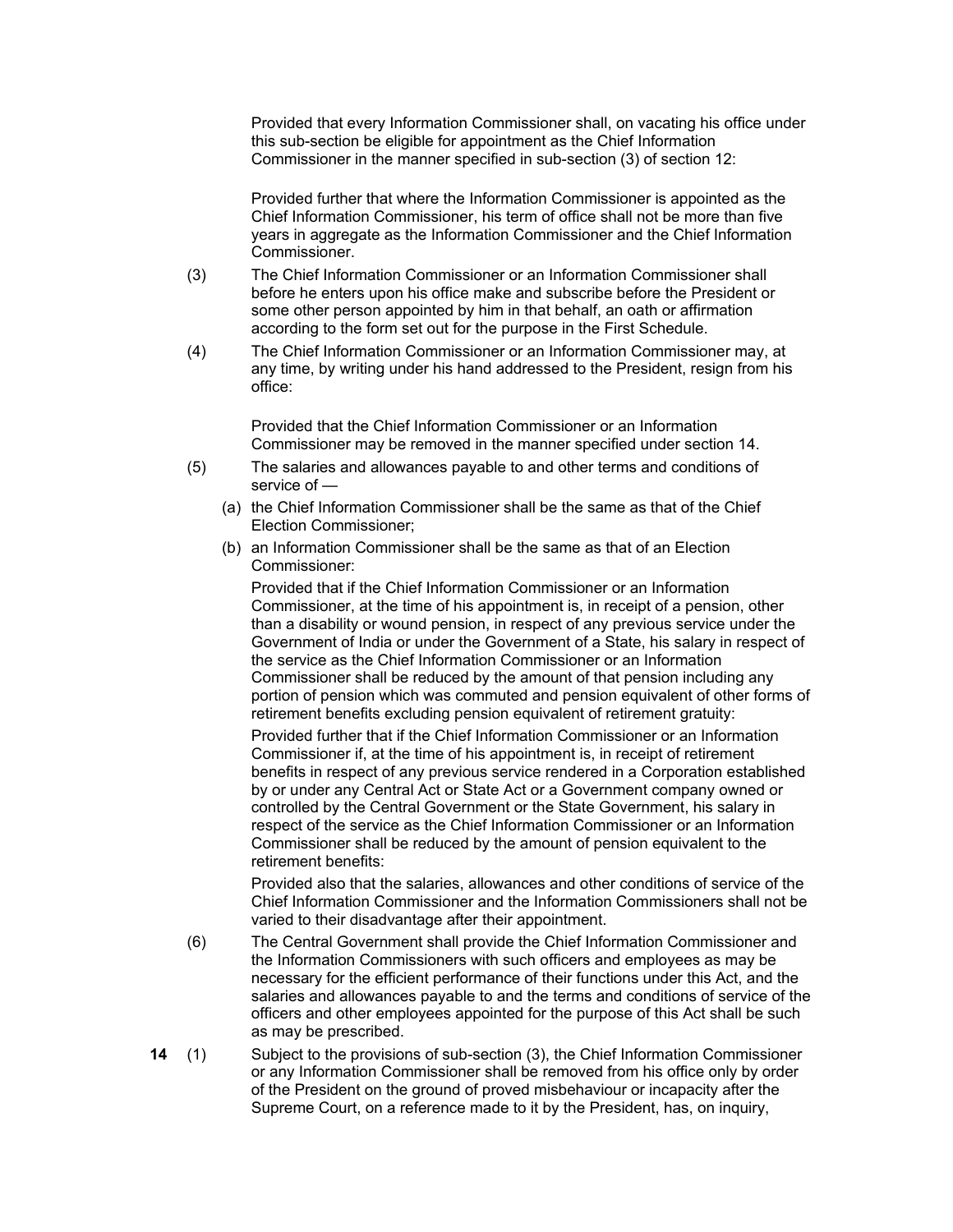Provided that every Information Commissioner shall, on vacating his office under this sub-section be eligible for appointment as the Chief Information Commissioner in the manner specified in sub-section (3) of section 12:

Provided further that where the Information Commissioner is appointed as the Chief Information Commissioner, his term of office shall not be more than five years in aggregate as the Information Commissioner and the Chief Information Commissioner.

(3) The Chief Information Commissioner or an Information Commissioner shall before he enters upon his office make and subscribe before the President or some other person appointed by him in that behalf, an oath or affirmation according to the form set out for the purpose in the First Schedule.

(4) The Chief Information Commissioner or an Information Commissioner may, at any time, by writing under his hand addressed to the President, resign from his office:

Provided that the Chief Information Commissioner or an Information Commissioner may be removed in the manner specified under section 14.

(5) The salaries and allowances payable to and other terms and conditions of service of —

(a) the Chief Information Commissioner shall be the same as that of the Chief Election Commissioner;

(b) an Information Commissioner shall be the same as that of an Election Commissioner:

Provided that if the Chief Information Commissioner or an Information Commissioner, at the time of his appointment is, in receipt of a pension, other than a disability or wound pension, in respect of any previous service under the Government of India or under the Government of a State, his salary in respect of the service as the Chief Information Commissioner or an Information Commissioner shall be reduced by the amount of that pension including any portion of pension which was commuted and pension equivalent of other forms of retirement benefits excluding pension equivalent of retirement gratuity:

Provided further that if the Chief Information Commissioner or an Information Commissioner if, at the time of his appointment is, in receipt of retirement benefits in respect of any previous service rendered in a Corporation established by or under any Central Act or State Act or a Government company owned or controlled by the Central Government or the State Government, his salary in respect of the service as the Chief Information Commissioner or an Information Commissioner shall be reduced by the amount of pension equivalent to the retirement benefits:

Provided also that the salaries, allowances and other conditions of service of the Chief Information Commissioner and the Information Commissioners shall not be varied to their disadvantage after their appointment.

(6) The Central Government shall provide the Chief Information Commissioner and the Information Commissioners with such officers and employees as may be necessary for the efficient performance of their functions under this Act, and the salaries and allowances payable to and the terms and conditions of service of the officers and other employees appointed for the purpose of this Act shall be such as may be prescribed.

**14** (1) Subject to the provisions of sub-section (3), the Chief Information Commissioner or any Information Commissioner shall be removed from his office only by order of the President on the ground of proved misbehaviour or incapacity after the Supreme Court, on a reference made to it by the President, has, on inquiry,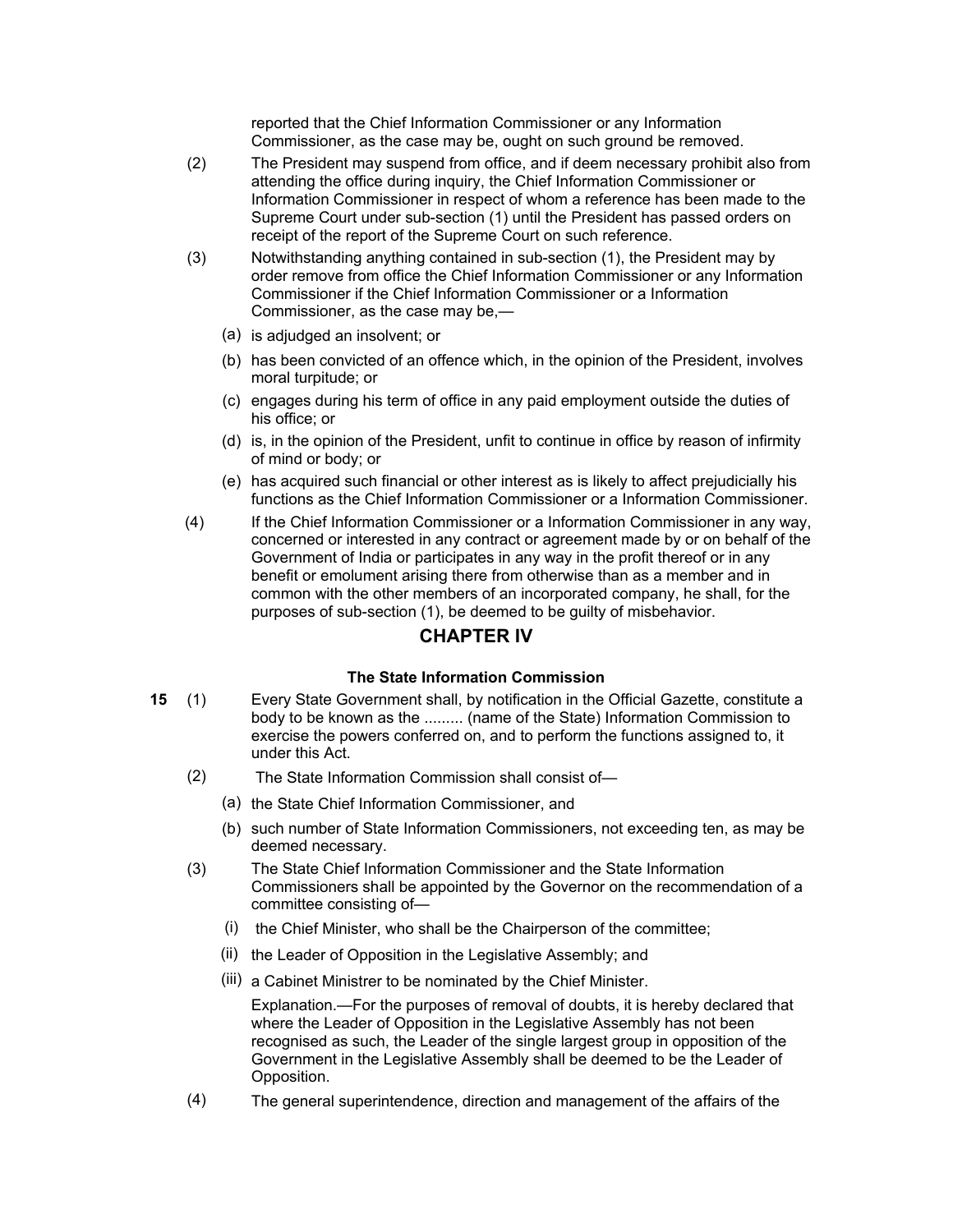reported that the Chief Information Commissioner or any Information Commissioner, as the case may be, ought on such ground be removed.

(2) The President may suspend from office, and if deem necessary prohibit also from attending the office during inquiry, the Chief Information Commissioner or Information Commissioner in respect of whom a reference has been made to the Supreme Court under sub-section (1) until the President has passed orders on receipt of the report of the Supreme Court on such reference.

(3) Notwithstanding anything contained in sub-section (1), the President may by order remove from office the Chief Information Commissioner or any Information Commissioner if the Chief Information Commissioner or a Information Commissioner, as the case may be,—

(a) is adjudged an insolvent; or

(b) has been convicted of an offence which, in the opinion of the President, involves moral turpitude; or

(c) engages during his term of office in any paid employment outside the duties of his office; or

(d) is, in the opinion of the President, unfit to continue in office by reason of infirmity of mind or body; or

(e) has acquired such financial or other interest as is likely to affect prejudicially his functions as the Chief Information Commissioner or a Information Commissioner.

(4) If the Chief Information Commissioner or a Information Commissioner in any way, concerned or interested in any contract or agreement made by or on behalf of the Government of India or participates in any way in the profit thereof or in any benefit or emolument arising there from otherwise than as a member and in common with the other members of an incorporated company, he shall, for the purposes of sub-section (1), be deemed to be guilty of misbehavior.

## CHAPTER IV

### The State Information Commission

**15** (1) Every State Government shall, by notification in the Official Gazette, constitute a body to be known as the ......... (name of the State) Information Commission to exercise the powers conferred on, and to perform the functions assigned to, it under this Act.

(2) The State Information Commission shall consist of—

(a) the State Chief Information Commissioner, and

(b) such number of State Information Commissioners, not exceeding ten, as may be deemed necessary.

(3) The State Chief Information Commissioner and the State Information Commissioners shall be appointed by the Governor on the recommendation of a committee consisting of—

(i) the Chief Minister, who shall be the Chairperson of the committee;

(ii) the Leader of Opposition in the Legislative Assembly; and

(iii) a Cabinet Ministrer to be nominated by the Chief Minister.

Explanation.—For the purposes of removal of doubts, it is hereby declared that where the Leader of Opposition in the Legislative Assembly has not been recognised as such, the Leader of the single largest group in opposition of the Government in the Legislative Assembly shall be deemed to be the Leader of Opposition.

(4) The general superintendence, direction and management of the affairs of the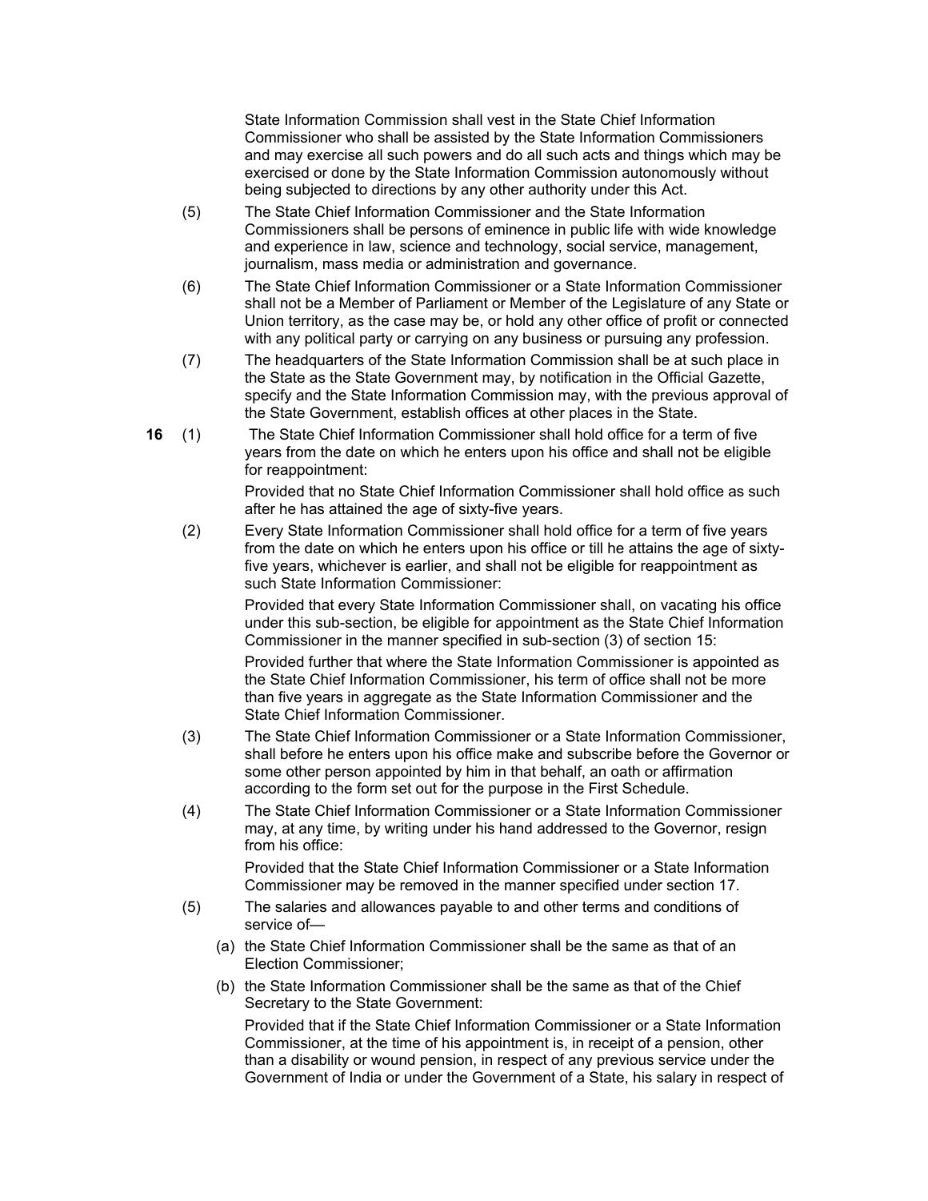State Information Commission shall vest in the State Chief Information Commissioner who shall be assisted by the State Information Commissioners and may exercise all such powers and do all such acts and things which may be exercised or done by the State Information Commission autonomously without being subjected to directions by any other authority under this Act.

(5) The State Chief Information Commissioner and the State Information Commissioners shall be persons of eminence in public life with wide knowledge and experience in law, science and technology, social service, management, journalism, mass media or administration and governance.

(6) The State Chief Information Commissioner or a State Information Commissioner shall not be a Member of Parliament or Member of the Legislature of any State or Union territory, as the case may be, or hold any other office of profit or connected with any political party or carrying on any business or pursuing any profession.

(7) The headquarters of the State Information Commission shall be at such place in the State as the State Government may, by notification in the Official Gazette, specify and the State Information Commission may, with the previous approval of the State Government, establish offices at other places in the State.

**16** (1) The State Chief Information Commissioner shall hold office for a term of five years from the date on which he enters upon his office and shall not be eligible for reappointment:

Provided that no State Chief Information Commissioner shall hold office as such after he has attained the age of sixty-five years.

(2) Every State Information Commissioner shall hold office for a term of five years from the date on which he enters upon his office or till he attains the age of sixty-five years, whichever is earlier, and shall not be eligible for reappointment as such State Information Commissioner:

Provided that every State Information Commissioner shall, on vacating his office under this sub-section, be eligible for appointment as the State Chief Information Commissioner in the manner specified in sub-section (3) of section 15:

Provided further that where the State Information Commissioner is appointed as the State Chief Information Commissioner, his term of office shall not be more than five years in aggregate as the State Information Commissioner and the State Chief Information Commissioner.

(3) The State Chief Information Commissioner or a State Information Commissioner, shall before he enters upon his office make and subscribe before the Governor or some other person appointed by him in that behalf, an oath or affirmation according to the form set out for the purpose in the First Schedule.

(4) The State Chief Information Commissioner or a State Information Commissioner may, at any time, by writing under his hand addressed to the Governor, resign from his office:

Provided that the State Chief Information Commissioner or a State Information Commissioner may be removed in the manner specified under section 17.

(5) The salaries and allowances payable to and other terms and conditions of service of—

(a) the State Chief Information Commissioner shall be the same as that of an Election Commissioner;

(b) the State Information Commissioner shall be the same as that of the Chief Secretary to the State Government:

Provided that if the State Chief Information Commissioner or a State Information Commissioner, at the time of his appointment is, in receipt of a pension, other than a disability or wound pension, in respect of any previous service under the Government of India or under the Government of a State, his salary in respect of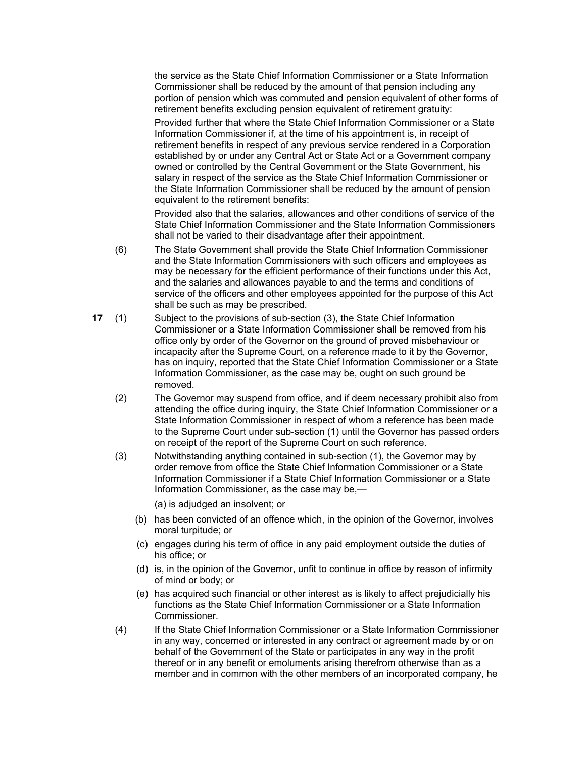the service as the State Chief Information Commissioner or a State Information Commissioner shall be reduced by the amount of that pension including any portion of pension which was commuted and pension equivalent of other forms of retirement benefits excluding pension equivalent of retirement gratuity:

Provided further that where the State Chief Information Commissioner or a State Information Commissioner if, at the time of his appointment is, in receipt of retirement benefits in respect of any previous service rendered in a Corporation established by or under any Central Act or State Act or a Government company owned or controlled by the Central Government or the State Government, his salary in respect of the service as the State Chief Information Commissioner or the State Information Commissioner shall be reduced by the amount of pension equivalent to the retirement benefits:

Provided also that the salaries, allowances and other conditions of service of the State Chief Information Commissioner and the State Information Commissioners shall not be varied to their disadvantage after their appointment.

(6) The State Government shall provide the State Chief Information Commissioner and the State Information Commissioners with such officers and employees as may be necessary for the efficient performance of their functions under this Act, and the salaries and allowances payable to and the terms and conditions of service of the officers and other employees appointed for the purpose of this Act shall be such as may be prescribed.

**17** (1) Subject to the provisions of sub-section (3), the State Chief Information Commissioner or a State Information Commissioner shall be removed from his office only by order of the Governor on the ground of proved misbehaviour or incapacity after the Supreme Court, on a reference made to it by the Governor, has on inquiry, reported that the State Chief Information Commissioner or a State Information Commissioner, as the case may be, ought on such ground be removed.

(2) The Governor may suspend from office, and if deem necessary prohibit also from attending the office during inquiry, the State Chief Information Commissioner or a State Information Commissioner in respect of whom a reference has been made to the Supreme Court under sub-section (1) until the Governor has passed orders on receipt of the report of the Supreme Court on such reference.

(3) Notwithstanding anything contained in sub-section (1), the Governor may by order remove from office the State Chief Information Commissioner or a State Information Commissioner if a State Chief Information Commissioner or a State Information Commissioner, as the case may be,—

(a) is adjudged an insolvent; or

(b) has been convicted of an offence which, in the opinion of the Governor, involves moral turpitude; or

(c) engages during his term of office in any paid employment outside the duties of his office; or

(d) is, in the opinion of the Governor, unfit to continue in office by reason of infirmity of mind or body; or

(e) has acquired such financial or other interest as is likely to affect prejudicially his functions as the State Chief Information Commissioner or a State Information Commissioner.

(4) If the State Chief Information Commissioner or a State Information Commissioner in any way, concerned or interested in any contract or agreement made by or on behalf of the Government of the State or participates in any way in the profit thereof or in any benefit or emoluments arising therefrom otherwise than as a member and in common with the other members of an incorporated company, he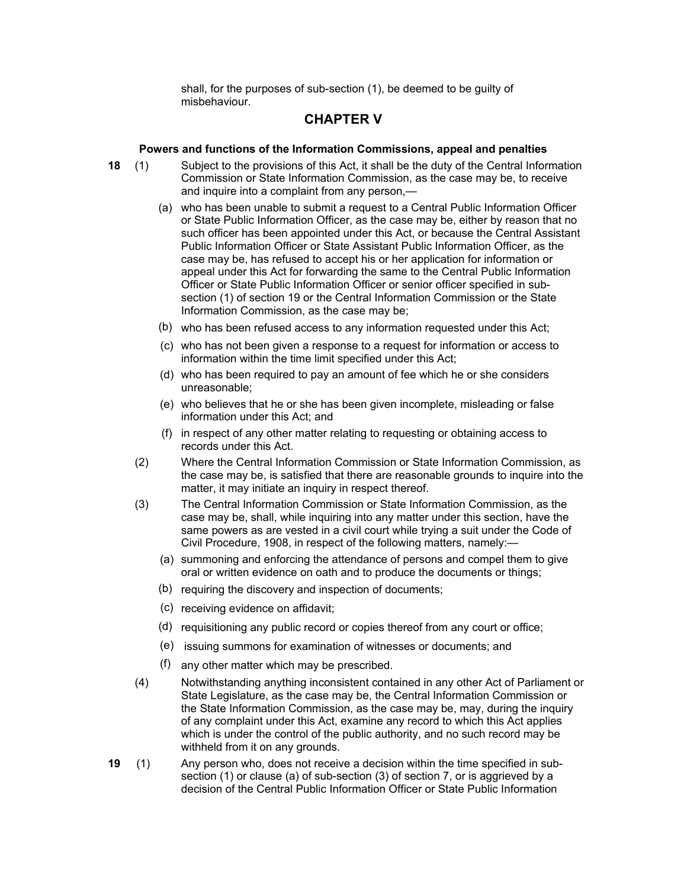shall, for the purposes of sub-section (1), be deemed to be guilty of misbehaviour.

## CHAPTER V

### Powers and functions of the Information Commissions, appeal and penalties

**18** (1) Subject to the provisions of this Act, it shall be the duty of the Central Information Commission or State Information Commission, as the case may be, to receive and inquire into a complaint from any person,—

(a) who has been unable to submit a request to a Central Public Information Officer or State Public Information Officer, as the case may be, either by reason that no such officer has been appointed under this Act, or because the Central Assistant Public Information Officer or State Assistant Public Information Officer, as the case may be, has refused to accept his or her application for information or appeal under this Act for forwarding the same to the Central Public Information Officer or State Public Information Officer or senior officer specified in sub-section (1) of section 19 or the Central Information Commission or the State Information Commission, as the case may be;

(b) who has been refused access to any information requested under this Act;

(c) who has not been given a response to a request for information or access to information within the time limit specified under this Act;

(d) who has been required to pay an amount of fee which he or she considers unreasonable;

(e) who believes that he or she has been given incomplete, misleading or false information under this Act; and

(f) in respect of any other matter relating to requesting or obtaining access to records under this Act.

(2) Where the Central Information Commission or State Information Commission, as the case may be, is satisfied that there are reasonable grounds to inquire into the matter, it may initiate an inquiry in respect thereof.

(3) The Central Information Commission or State Information Commission, as the case may be, shall, while inquiring into any matter under this section, have the same powers as are vested in a civil court while trying a suit under the Code of Civil Procedure, 1908, in respect of the following matters, namely:—

(a) summoning and enforcing the attendance of persons and compel them to give oral or written evidence on oath and to produce the documents or things;

(b) requiring the discovery and inspection of documents;

(c) receiving evidence on affidavit;

(d) requisitioning any public record or copies thereof from any court or office;

(e) issuing summons for examination of witnesses or documents; and

(f) any other matter which may be prescribed.

(4) Notwithstanding anything inconsistent contained in any other Act of Parliament or State Legislature, as the case may be, the Central Information Commission or the State Information Commission, as the case may be, may, during the inquiry of any complaint under this Act, examine any record to which this Act applies which is under the control of the public authority, and no such record may be withheld from it on any grounds.

**19** (1) Any person who, does not receive a decision within the time specified in sub-section (1) or clause (a) of sub-section (3) of section 7, or is aggrieved by a decision of the Central Public Information Officer or State Public Information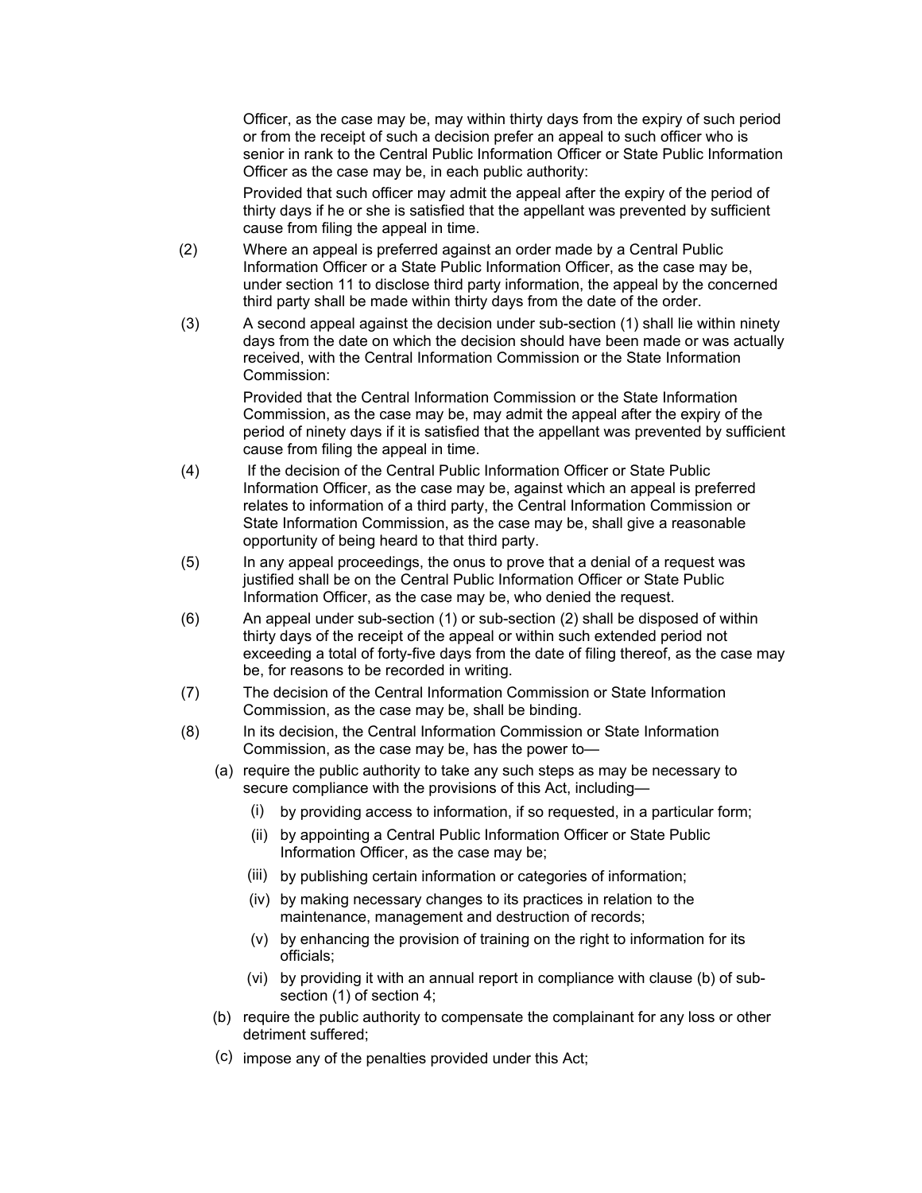Officer, as the case may be, may within thirty days from the expiry of such period or from the receipt of such a decision prefer an appeal to such officer who is senior in rank to the Central Public Information Officer or State Public Information Officer as the case may be, in each public authority:

Provided that such officer may admit the appeal after the expiry of the period of thirty days if he or she is satisfied that the appellant was prevented by sufficient cause from filing the appeal in time.

(2) Where an appeal is preferred against an order made by a Central Public Information Officer or a State Public Information Officer, as the case may be, under section 11 to disclose third party information, the appeal by the concerned third party shall be made within thirty days from the date of the order.

(3) A second appeal against the decision under sub-section (1) shall lie within ninety days from the date on which the decision should have been made or was actually received, with the Central Information Commission or the State Information Commission:

Provided that the Central Information Commission or the State Information Commission, as the case may be, may admit the appeal after the expiry of the period of ninety days if it is satisfied that the appellant was prevented by sufficient cause from filing the appeal in time.

(4) If the decision of the Central Public Information Officer or State Public Information Officer, as the case may be, against which an appeal is preferred relates to information of a third party, the Central Information Commission or State Information Commission, as the case may be, shall give a reasonable opportunity of being heard to that third party.

(5) In any appeal proceedings, the onus to prove that a denial of a request was justified shall be on the Central Public Information Officer or State Public Information Officer, as the case may be, who denied the request.

(6) An appeal under sub-section (1) or sub-section (2) shall be disposed of within thirty days of the receipt of the appeal or within such extended period not exceeding a total of forty-five days from the date of filing thereof, as the case may be, for reasons to be recorded in writing.

(7) The decision of the Central Information Commission or State Information Commission, as the case may be, shall be binding.

(8) In its decision, the Central Information Commission or State Information Commission, as the case may be, has the power to—

(a) require the public authority to take any such steps as may be necessary to secure compliance with the provisions of this Act, including—

(i) by providing access to information, if so requested, in a particular form;

(ii) by appointing a Central Public Information Officer or State Public Information Officer, as the case may be;

(iii) by publishing certain information or categories of information;

(iv) by making necessary changes to its practices in relation to the maintenance, management and destruction of records;

(v) by enhancing the provision of training on the right to information for its officials;

(vi) by providing it with an annual report in compliance with clause (b) of sub-section (1) of section 4;

(b) require the public authority to compensate the complainant for any loss or other detriment suffered;

(c) impose any of the penalties provided under this Act;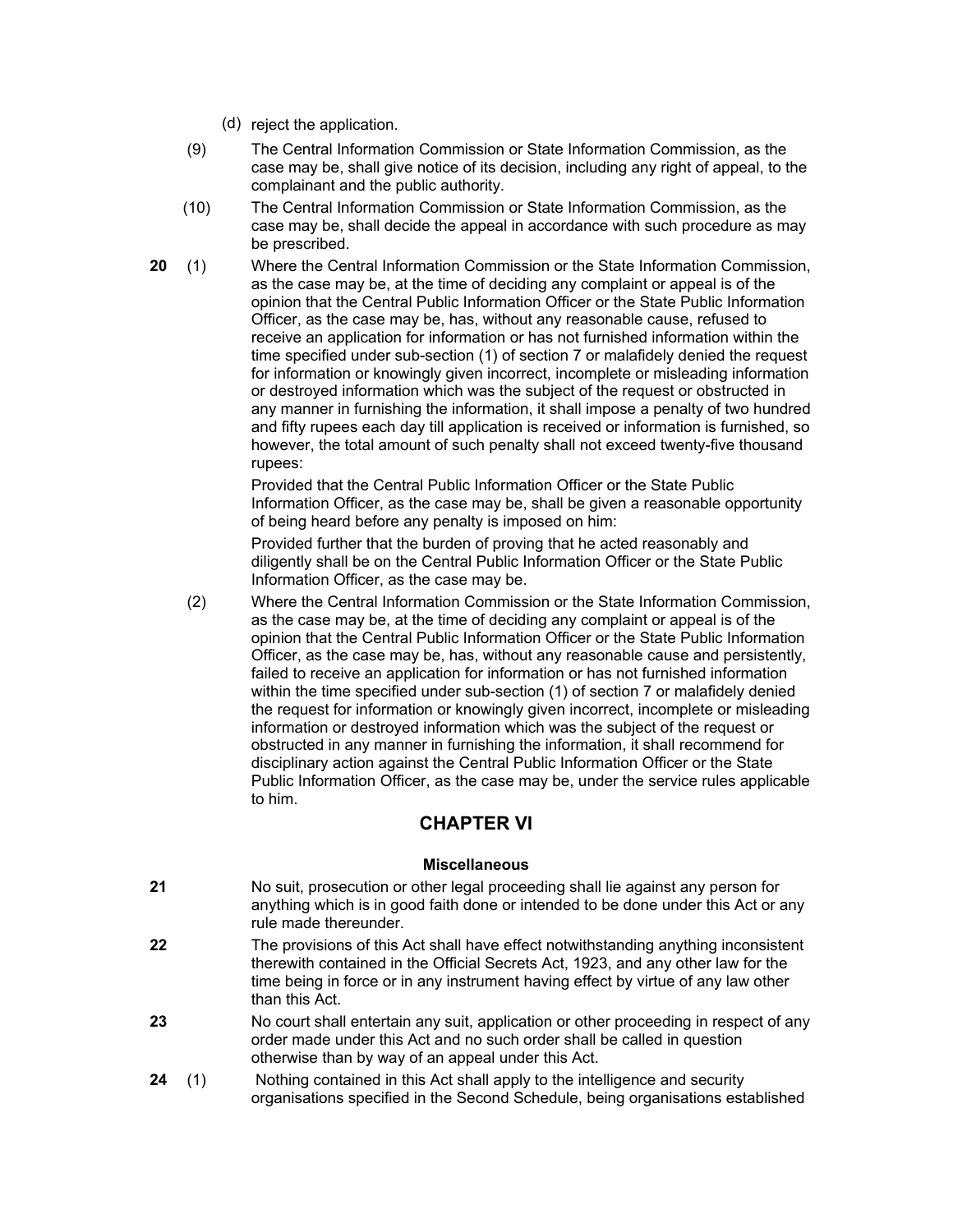(d) reject the application.

(9) The Central Information Commission or State Information Commission, as the case may be, shall give notice of its decision, including any right of appeal, to the complainant and the public authority.

(10) The Central Information Commission or State Information Commission, as the case may be, shall decide the appeal in accordance with such procedure as may be prescribed.

**20** (1) Where the Central Information Commission or the State Information Commission, as the case may be, at the time of deciding any complaint or appeal is of the opinion that the Central Public Information Officer or the State Public Information Officer, as the case may be, has, without any reasonable cause, refused to receive an application for information or has not furnished information within the time specified under sub-section (1) of section 7 or malafidely denied the request for information or knowingly given incorrect, incomplete or misleading information or destroyed information which was the subject of the request or obstructed in any manner in furnishing the information, it shall impose a penalty of two hundred and fifty rupees each day till application is received or information is furnished, so however, the total amount of such penalty shall not exceed twenty-five thousand rupees:

Provided that the Central Public Information Officer or the State Public Information Officer, as the case may be, shall be given a reasonable opportunity of being heard before any penalty is imposed on him:

Provided further that the burden of proving that he acted reasonably and diligently shall be on the Central Public Information Officer or the State Public Information Officer, as the case may be.

(2) Where the Central Information Commission or the State Information Commission, as the case may be, at the time of deciding any complaint or appeal is of the opinion that the Central Public Information Officer or the State Public Information Officer, as the case may be, has, without any reasonable cause and persistently, failed to receive an application for information or has not furnished information within the time specified under sub-section (1) of section 7 or malafidely denied the request for information or knowingly given incorrect, incomplete or misleading information or destroyed information which was the subject of the request or obstructed in any manner in furnishing the information, it shall recommend for disciplinary action against the Central Public Information Officer or the State Public Information Officer, as the case may be, under the service rules applicable to him.

## CHAPTER VI

### Miscellaneous

**21** No suit, prosecution or other legal proceeding shall lie against any person for anything which is in good faith done or intended to be done under this Act or any rule made thereunder.

**22** The provisions of this Act shall have effect notwithstanding anything inconsistent therewith contained in the Official Secrets Act, 1923, and any other law for the time being in force or in any instrument having effect by virtue of any law other than this Act.

**23** No court shall entertain any suit, application or other proceeding in respect of any order made under this Act and no such order shall be called in question otherwise than by way of an appeal under this Act.

**24** (1) Nothing contained in this Act shall apply to the intelligence and security organisations specified in the Second Schedule, being organisations established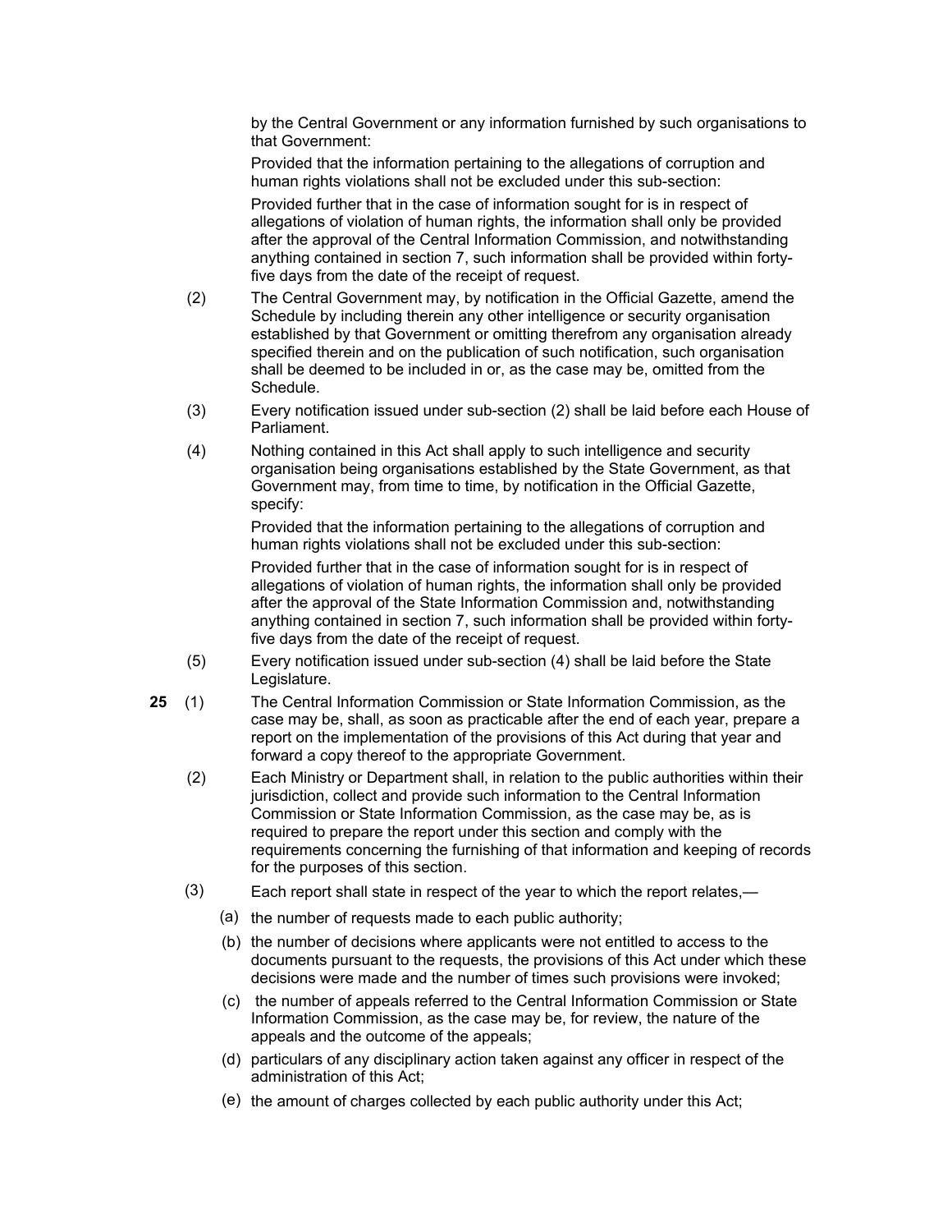by the Central Government or any information furnished by such organisations to that Government:

Provided that the information pertaining to the allegations of corruption and human rights violations shall not be excluded under this sub-section:

Provided further that in the case of information sought for is in respect of allegations of violation of human rights, the information shall only be provided after the approval of the Central Information Commission, and notwithstanding anything contained in section 7, such information shall be provided within forty-five days from the date of the receipt of request.

(2) The Central Government may, by notification in the Official Gazette, amend the Schedule by including therein any other intelligence or security organisation established by that Government or omitting therefrom any organisation already specified therein and on the publication of such notification, such organisation shall be deemed to be included in or, as the case may be, omitted from the Schedule.

(3) Every notification issued under sub-section (2) shall be laid before each House of Parliament.

(4) Nothing contained in this Act shall apply to such intelligence and security organisation being organisations established by the State Government, as that Government may, from time to time, by notification in the Official Gazette, specify:

Provided that the information pertaining to the allegations of corruption and human rights violations shall not be excluded under this sub-section:

Provided further that in the case of information sought for is in respect of allegations of violation of human rights, the information shall only be provided after the approval of the State Information Commission and, notwithstanding anything contained in section 7, such information shall be provided within forty-five days from the date of the receipt of request.

(5) Every notification issued under sub-section (4) shall be laid before the State Legislature.

**25** (1) The Central Information Commission or State Information Commission, as the case may be, shall, as soon as practicable after the end of each year, prepare a report on the implementation of the provisions of this Act during that year and forward a copy thereof to the appropriate Government.

(2) Each Ministry or Department shall, in relation to the public authorities within their jurisdiction, collect and provide such information to the Central Information Commission or State Information Commission, as the case may be, as is required to prepare the report under this section and comply with the requirements concerning the furnishing of that information and keeping of records for the purposes of this section.

(3) Each report shall state in respect of the year to which the report relates,—

(a) the number of requests made to each public authority;

(b) the number of decisions where applicants were not entitled to access to the documents pursuant to the requests, the provisions of this Act under which these decisions were made and the number of times such provisions were invoked;

(c) the number of appeals referred to the Central Information Commission or State Information Commission, as the case may be, for review, the nature of the appeals and the outcome of the appeals;

(d) particulars of any disciplinary action taken against any officer in respect of the administration of this Act;

(e) the amount of charges collected by each public authority under this Act;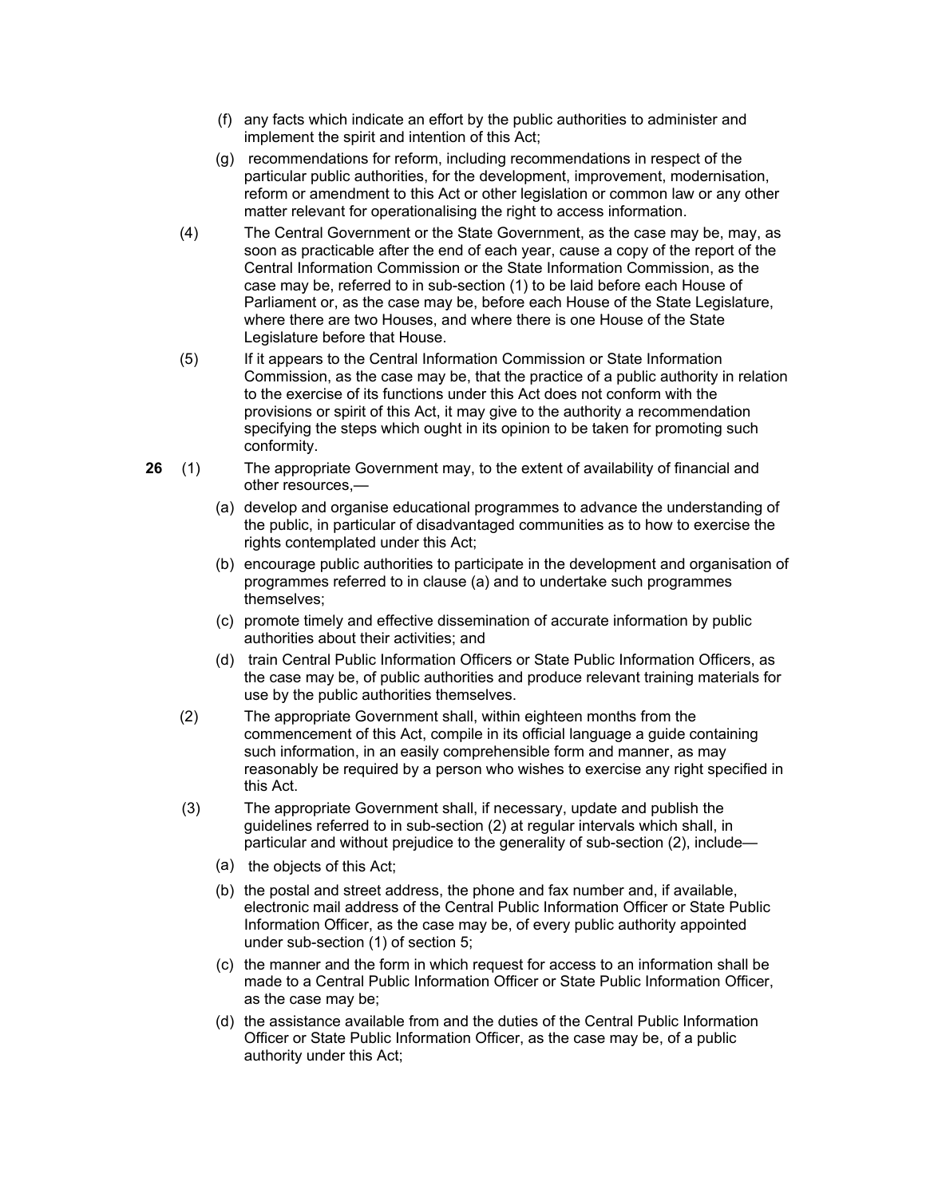(f) any facts which indicate an effort by the public authorities to administer and implement the spirit and intention of this Act;

(g) recommendations for reform, including recommendations in respect of the particular public authorities, for the development, improvement, modernisation, reform or amendment to this Act or other legislation or common law or any other matter relevant for operationalising the right to access information.

(4) The Central Government or the State Government, as the case may be, may, as soon as practicable after the end of each year, cause a copy of the report of the Central Information Commission or the State Information Commission, as the case may be, referred to in sub-section (1) to be laid before each House of Parliament or, as the case may be, before each House of the State Legislature, where there are two Houses, and where there is one House of the State Legislature before that House.

(5) If it appears to the Central Information Commission or State Information Commission, as the case may be, that the practice of a public authority in relation to the exercise of its functions under this Act does not conform with the provisions or spirit of this Act, it may give to the authority a recommendation specifying the steps which ought in its opinion to be taken for promoting such conformity.

**26** (1) The appropriate Government may, to the extent of availability of financial and other resources,—

(a) develop and organise educational programmes to advance the understanding of the public, in particular of disadvantaged communities as to how to exercise the rights contemplated under this Act;

(b) encourage public authorities to participate in the development and organisation of programmes referred to in clause (a) and to undertake such programmes themselves;

(c) promote timely and effective dissemination of accurate information by public authorities about their activities; and

(d) train Central Public Information Officers or State Public Information Officers, as the case may be, of public authorities and produce relevant training materials for use by the public authorities themselves.

(2) The appropriate Government shall, within eighteen months from the commencement of this Act, compile in its official language a guide containing such information, in an easily comprehensible form and manner, as may reasonably be required by a person who wishes to exercise any right specified in this Act.

(3) The appropriate Government shall, if necessary, update and publish the guidelines referred to in sub-section (2) at regular intervals which shall, in particular and without prejudice to the generality of sub-section (2), include—

(a) the objects of this Act;

(b) the postal and street address, the phone and fax number and, if available, electronic mail address of the Central Public Information Officer or State Public Information Officer, as the case may be, of every public authority appointed under sub-section (1) of section 5;

(c) the manner and the form in which request for access to an information shall be made to a Central Public Information Officer or State Public Information Officer, as the case may be;

(d) the assistance available from and the duties of the Central Public Information Officer or State Public Information Officer, as the case may be, of a public authority under this Act;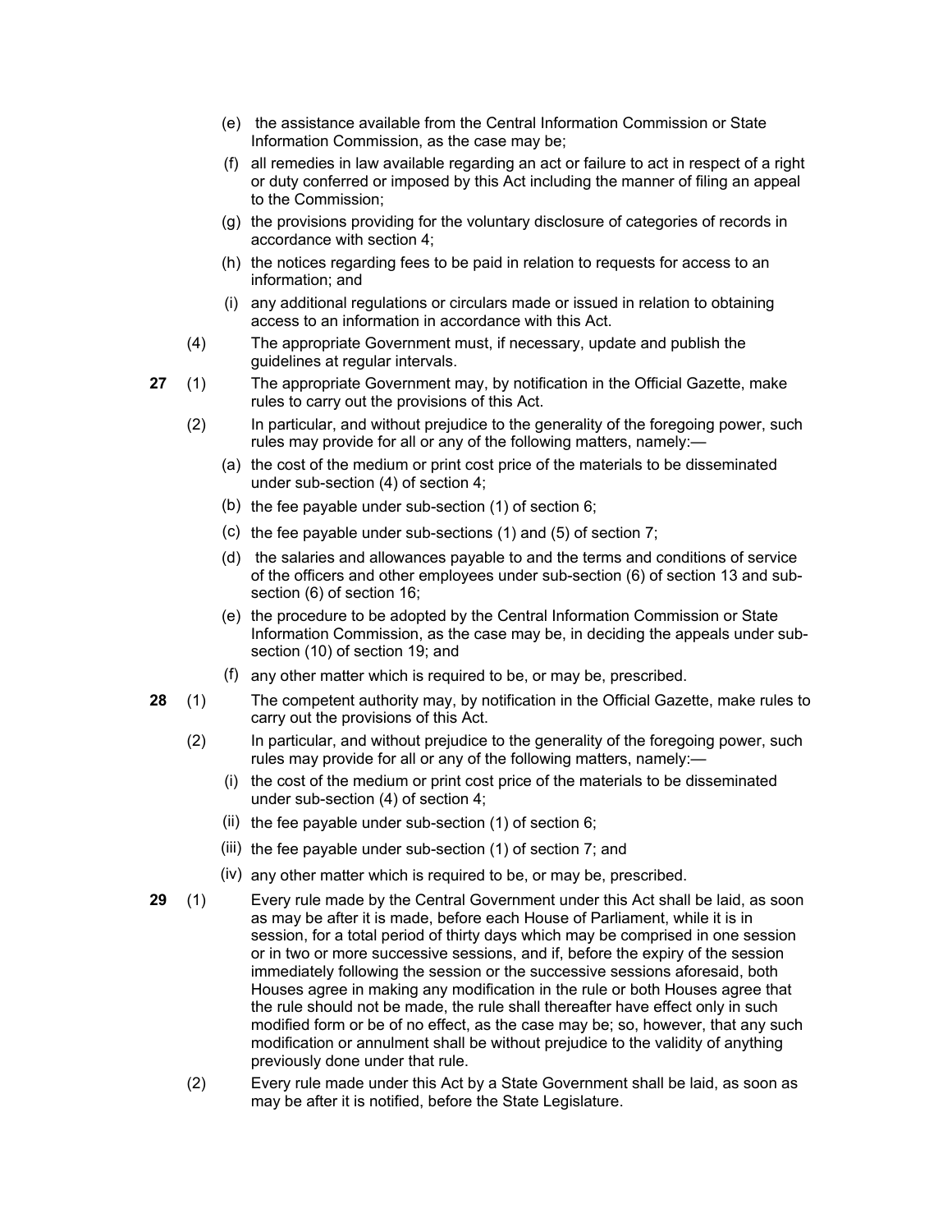(e) the assistance available from the Central Information Commission or State Information Commission, as the case may be;

(f) all remedies in law available regarding an act or failure to act in respect of a right or duty conferred or imposed by this Act including the manner of filing an appeal to the Commission;

(g) the provisions providing for the voluntary disclosure of categories of records in accordance with section 4;

(h) the notices regarding fees to be paid in relation to requests for access to an information; and

(i) any additional regulations or circulars made or issued in relation to obtaining access to an information in accordance with this Act.

(4) The appropriate Government must, if necessary, update and publish the guidelines at regular intervals.

**27** (1) The appropriate Government may, by notification in the Official Gazette, make rules to carry out the provisions of this Act.

(2) In particular, and without prejudice to the generality of the foregoing power, such rules may provide for all or any of the following matters, namely:—

(a) the cost of the medium or print cost price of the materials to be disseminated under sub-section (4) of section 4;

(b) the fee payable under sub-section (1) of section 6;

(c) the fee payable under sub-sections (1) and (5) of section 7;

(d) the salaries and allowances payable to and the terms and conditions of service of the officers and other employees under sub-section (6) of section 13 and sub-section (6) of section 16;

(e) the procedure to be adopted by the Central Information Commission or State Information Commission, as the case may be, in deciding the appeals under sub-section (10) of section 19; and

(f) any other matter which is required to be, or may be, prescribed.

**28** (1) The competent authority may, by notification in the Official Gazette, make rules to carry out the provisions of this Act.

(2) In particular, and without prejudice to the generality of the foregoing power, such rules may provide for all or any of the following matters, namely:—

(i) the cost of the medium or print cost price of the materials to be disseminated under sub-section (4) of section 4;

(ii) the fee payable under sub-section (1) of section 6;

(iii) the fee payable under sub-section (1) of section 7; and

(iv) any other matter which is required to be, or may be, prescribed.

**29** (1) Every rule made by the Central Government under this Act shall be laid, as soon as may be after it is made, before each House of Parliament, while it is in session, for a total period of thirty days which may be comprised in one session or in two or more successive sessions, and if, before the expiry of the session immediately following the session or the successive sessions aforesaid, both Houses agree in making any modification in the rule or both Houses agree that the rule should not be made, the rule shall thereafter have effect only in such modified form or be of no effect, as the case may be; so, however, that any such modification or annulment shall be without prejudice to the validity of anything previously done under that rule.

(2) Every rule made under this Act by a State Government shall be laid, as soon as may be after it is notified, before the State Legislature.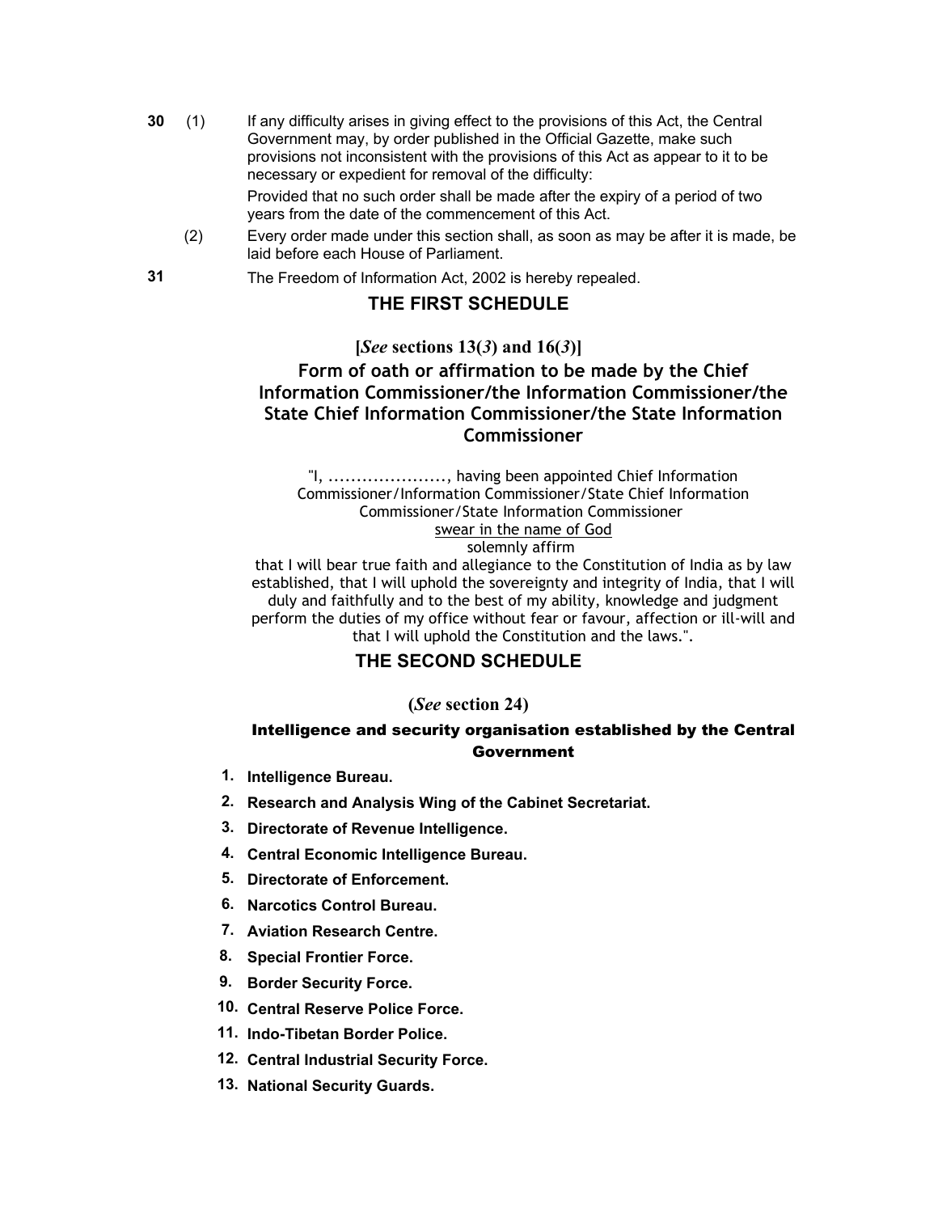**30** (1) If any difficulty arises in giving effect to the provisions of this Act, the Central Government may, by order published in the Official Gazette, make such provisions not inconsistent with the provisions of this Act as appear to it to be necessary or expedient for removal of the difficulty:

Provided that no such order shall be made after the expiry of a period of two years from the date of the commencement of this Act.

(2) Every order made under this section shall, as soon as may be after it is made, be laid before each House of Parliament.

**31** The Freedom of Information Act, 2002 is hereby repealed.

## THE FIRST SCHEDULE

**[*See* sections 13(*3*) and 16(*3*)]**

### Form of oath or affirmation to be made by the Chief Information Commissioner/the Information Commissioner/the State Chief Information Commissioner/the State Information Commissioner

"I, ....................., having been appointed Chief Information Commissioner/Information Commissioner/State Chief Information Commissioner/State Information Commissioner
<u>swear in the name of God</u>
solemnly affirm
that I will bear true faith and allegiance to the Constitution of India as by law established, that I will uphold the sovereignty and integrity of India, that I will duly and faithfully and to the best of my ability, knowledge and judgment perform the duties of my office without fear or favour, affection or ill-will and that I will uphold the Constitution and the laws.".

## THE SECOND SCHEDULE

**(*See* section 24)**

### Intelligence and security organisation established by the Central Government

1. **Intelligence Bureau.**
2. **Research and Analysis Wing of the Cabinet Secretariat.**
3. **Directorate of Revenue Intelligence.**
4. **Central Economic Intelligence Bureau.**
5. **Directorate of Enforcement.**
6. **Narcotics Control Bureau.**
7. **Aviation Research Centre.**
8. **Special Frontier Force.**
9. **Border Security Force.**
10. **Central Reserve Police Force.**
11. **Indo-Tibetan Border Police.**
12. **Central Industrial Security Force.**
13. **National Security Guards.**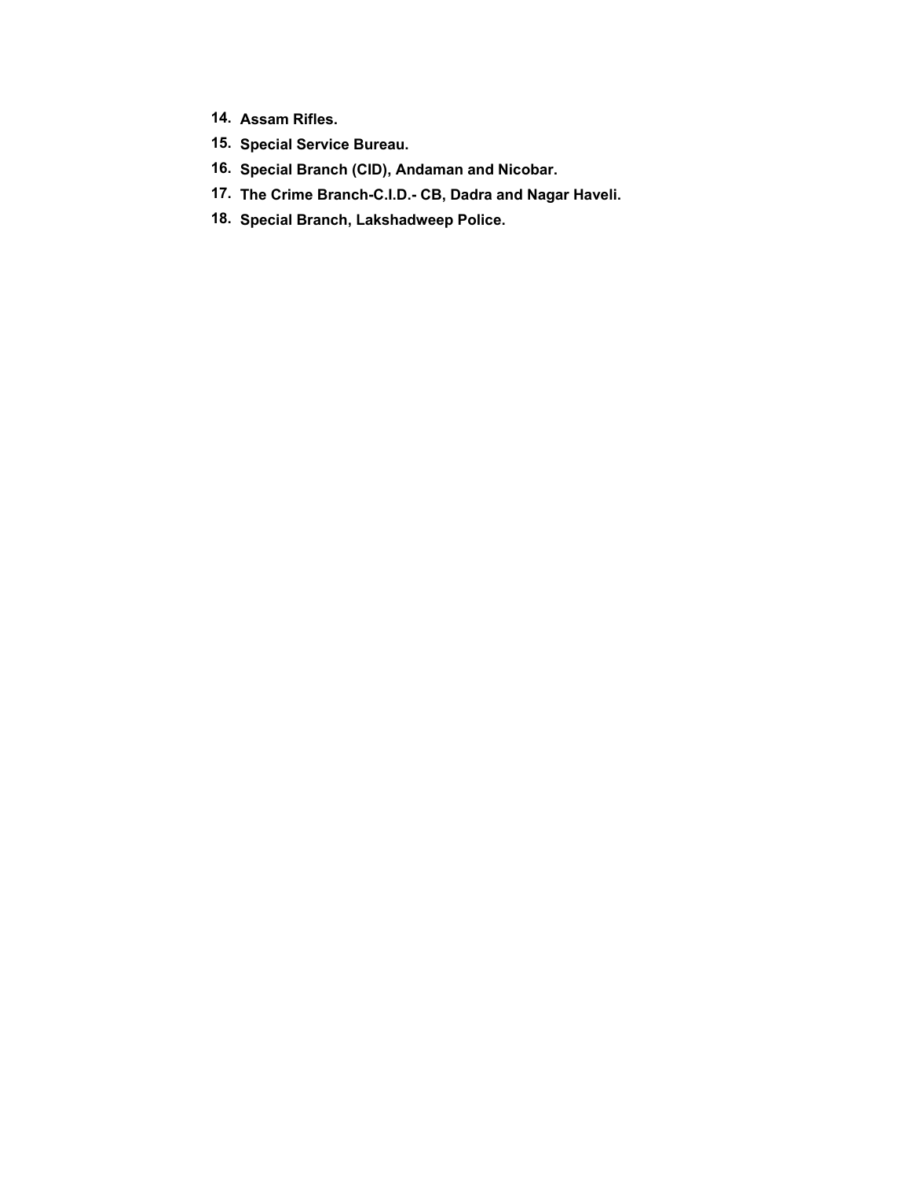14. **Assam Rifles.**
15. **Special Service Bureau.**
16. **Special Branch (CID), Andaman and Nicobar.**
17. **The Crime Branch-C.I.D.- CB, Dadra and Nagar Haveli.**
18. **Special Branch, Lakshadweep Police.**